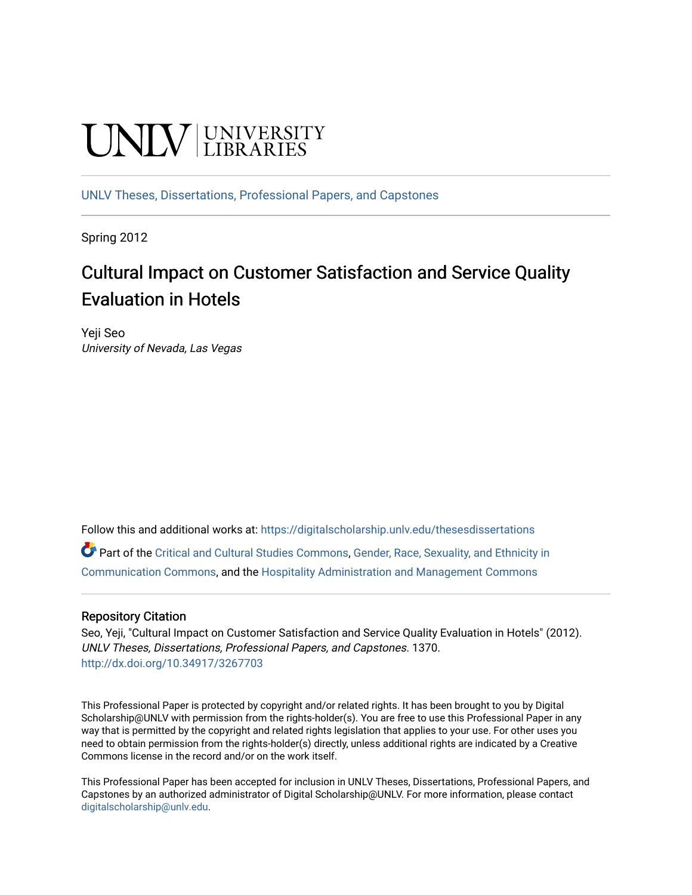UNLV | UNIVERSITY LIBRARIES

UNLV Theses, Dissertations, Professional Papers, and Capstones

Spring 2012

# Cultural Impact on Customer Satisfaction and Service Quality Evaluation in Hotels

Yeji Seo
*University of Nevada, Las Vegas*

Follow this and additional works at: https://digitalscholarship.unlv.edu/thesesdissertations

Part of the Critical and Cultural Studies Commons, Gender, Race, Sexuality, and Ethnicity in Communication Commons, and the Hospitality Administration and Management Commons

## Repository Citation

Seo, Yeji, "Cultural Impact on Customer Satisfaction and Service Quality Evaluation in Hotels" (2012). *UNLV Theses, Dissertations, Professional Papers, and Capstones*. 1370.
http://dx.doi.org/10.34917/3267703

This Professional Paper is protected by copyright and/or related rights. It has been brought to you by Digital Scholarship@UNLV with permission from the rights-holder(s). You are free to use this Professional Paper in any way that is permitted by the copyright and related rights legislation that applies to your use. For other uses you need to obtain permission from the rights-holder(s) directly, unless additional rights are indicated by a Creative Commons license in the record and/or on the work itself.

This Professional Paper has been accepted for inclusion in UNLV Theses, Dissertations, Professional Papers, and Capstones by an authorized administrator of Digital Scholarship@UNLV. For more information, please contact digitalscholarship@unlv.edu.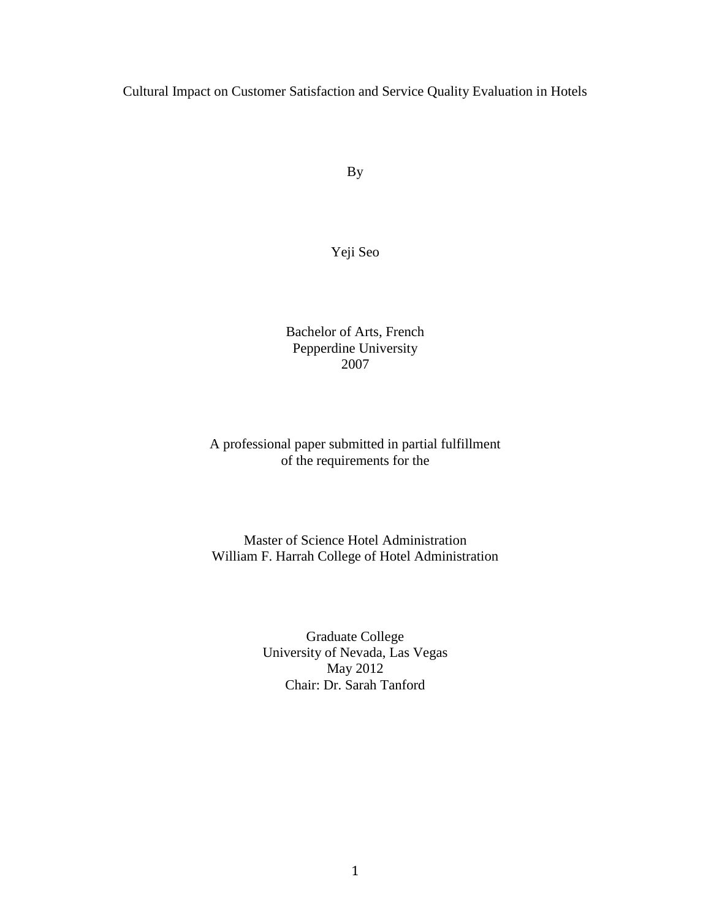Cultural Impact on Customer Satisfaction and Service Quality Evaluation in Hotels

By

Yeji Seo

Bachelor of Arts, French
Pepperdine University
2007

A professional paper submitted in partial fulfillment
of the requirements for the

Master of Science Hotel Administration
William F. Harrah College of Hotel Administration

Graduate College
University of Nevada, Las Vegas
May 2012
Chair: Dr. Sarah Tanford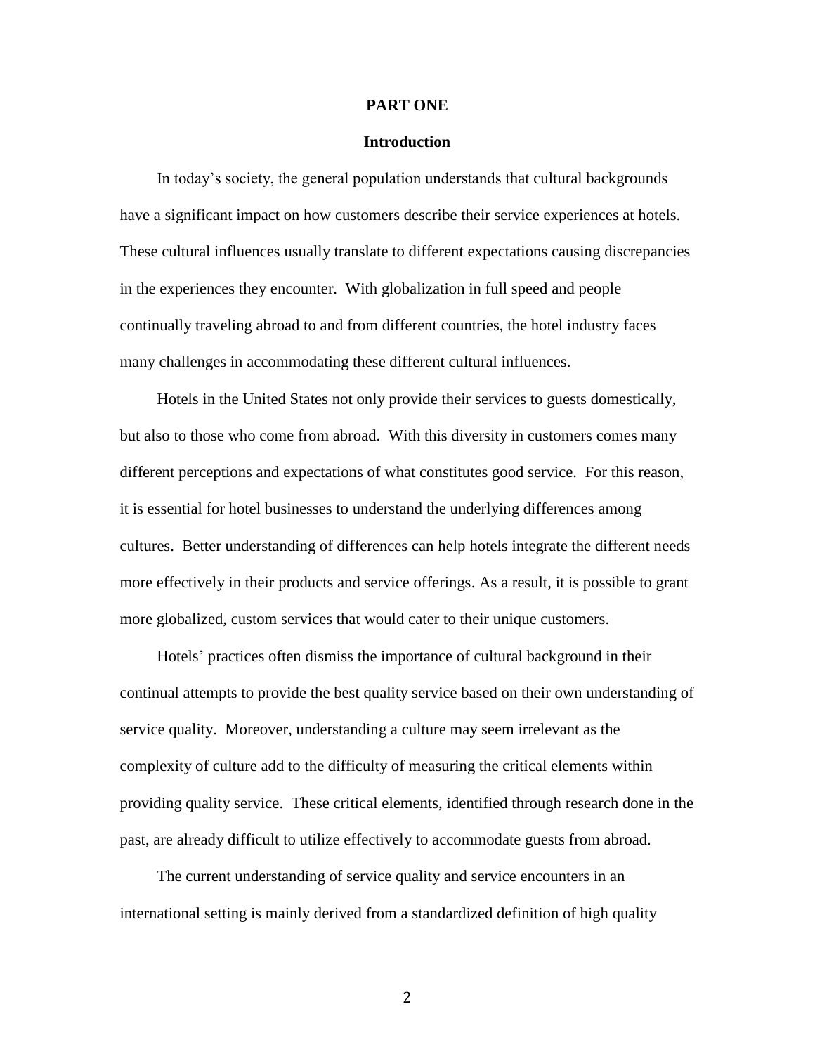# PART ONE

## Introduction

In today's society, the general population understands that cultural backgrounds have a significant impact on how customers describe their service experiences at hotels. These cultural influences usually translate to different expectations causing discrepancies in the experiences they encounter. With globalization in full speed and people continually traveling abroad to and from different countries, the hotel industry faces many challenges in accommodating these different cultural influences.

Hotels in the United States not only provide their services to guests domestically, but also to those who come from abroad. With this diversity in customers comes many different perceptions and expectations of what constitutes good service. For this reason, it is essential for hotel businesses to understand the underlying differences among cultures. Better understanding of differences can help hotels integrate the different needs more effectively in their products and service offerings. As a result, it is possible to grant more globalized, custom services that would cater to their unique customers.

Hotels' practices often dismiss the importance of cultural background in their continual attempts to provide the best quality service based on their own understanding of service quality. Moreover, understanding a culture may seem irrelevant as the complexity of culture add to the difficulty of measuring the critical elements within providing quality service. These critical elements, identified through research done in the past, are already difficult to utilize effectively to accommodate guests from abroad.

The current understanding of service quality and service encounters in an international setting is mainly derived from a standardized definition of high quality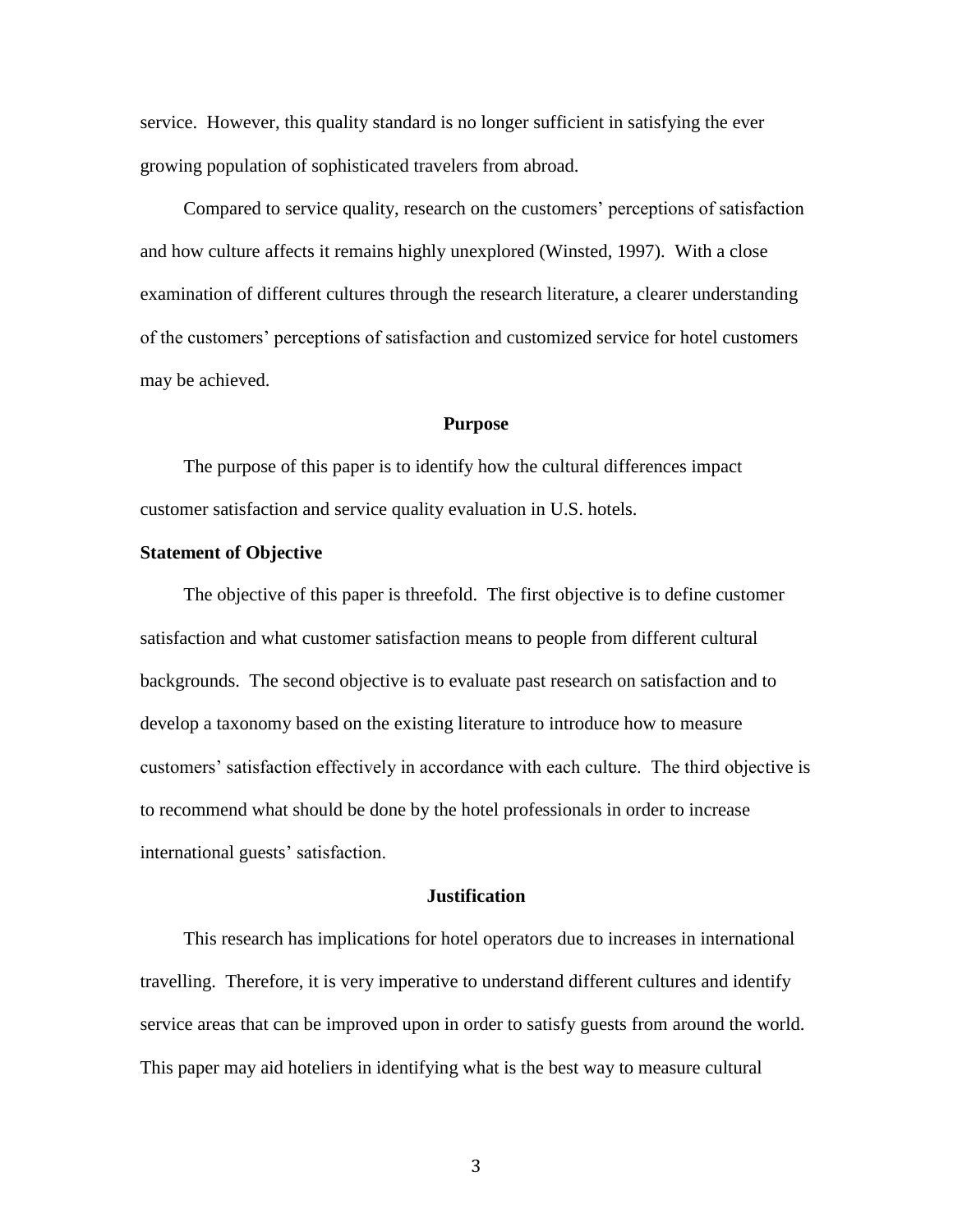service. However, this quality standard is no longer sufficient in satisfying the ever growing population of sophisticated travelers from abroad.

Compared to service quality, research on the customers' perceptions of satisfaction and how culture affects it remains highly unexplored (Winsted, 1997). With a close examination of different cultures through the research literature, a clearer understanding of the customers' perceptions of satisfaction and customized service for hotel customers may be achieved.

## Purpose

The purpose of this paper is to identify how the cultural differences impact customer satisfaction and service quality evaluation in U.S. hotels.

### Statement of Objective

The objective of this paper is threefold. The first objective is to define customer satisfaction and what customer satisfaction means to people from different cultural backgrounds. The second objective is to evaluate past research on satisfaction and to develop a taxonomy based on the existing literature to introduce how to measure customers' satisfaction effectively in accordance with each culture. The third objective is to recommend what should be done by the hotel professionals in order to increase international guests' satisfaction.

## Justification

This research has implications for hotel operators due to increases in international travelling. Therefore, it is very imperative to understand different cultures and identify service areas that can be improved upon in order to satisfy guests from around the world. This paper may aid hoteliers in identifying what is the best way to measure cultural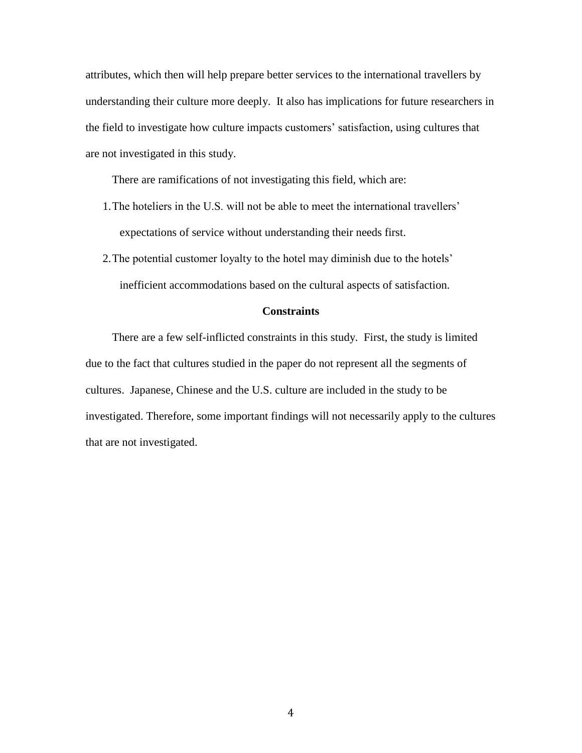attributes, which then will help prepare better services to the international travellers by understanding their culture more deeply. It also has implications for future researchers in the field to investigate how culture impacts customers' satisfaction, using cultures that are not investigated in this study.

There are ramifications of not investigating this field, which are:

1. The hoteliers in the U.S. will not be able to meet the international travellers' expectations of service without understanding their needs first.
2. The potential customer loyalty to the hotel may diminish due to the hotels' inefficient accommodations based on the cultural aspects of satisfaction.

## Constraints

There are a few self-inflicted constraints in this study. First, the study is limited due to the fact that cultures studied in the paper do not represent all the segments of cultures. Japanese, Chinese and the U.S. culture are included in the study to be investigated. Therefore, some important findings will not necessarily apply to the cultures that are not investigated.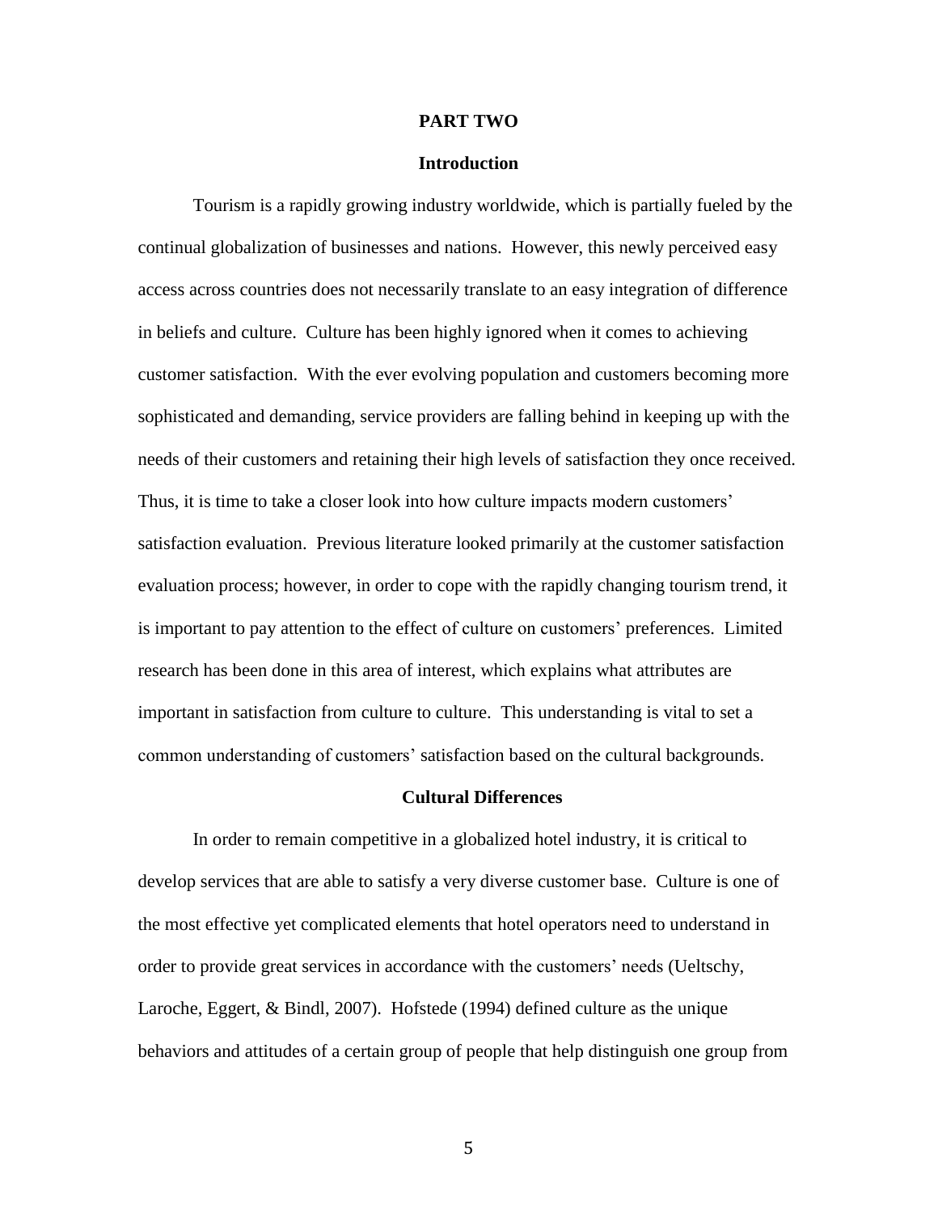# PART TWO

## Introduction

Tourism is a rapidly growing industry worldwide, which is partially fueled by the continual globalization of businesses and nations. However, this newly perceived easy access across countries does not necessarily translate to an easy integration of difference in beliefs and culture. Culture has been highly ignored when it comes to achieving customer satisfaction. With the ever evolving population and customers becoming more sophisticated and demanding, service providers are falling behind in keeping up with the needs of their customers and retaining their high levels of satisfaction they once received. Thus, it is time to take a closer look into how culture impacts modern customers' satisfaction evaluation. Previous literature looked primarily at the customer satisfaction evaluation process; however, in order to cope with the rapidly changing tourism trend, it is important to pay attention to the effect of culture on customers' preferences. Limited research has been done in this area of interest, which explains what attributes are important in satisfaction from culture to culture. This understanding is vital to set a common understanding of customers' satisfaction based on the cultural backgrounds.

## Cultural Differences

In order to remain competitive in a globalized hotel industry, it is critical to develop services that are able to satisfy a very diverse customer base. Culture is one of the most effective yet complicated elements that hotel operators need to understand in order to provide great services in accordance with the customers' needs (Ueltschy, Laroche, Eggert, & Bindl, 2007). Hofstede (1994) defined culture as the unique behaviors and attitudes of a certain group of people that help distinguish one group from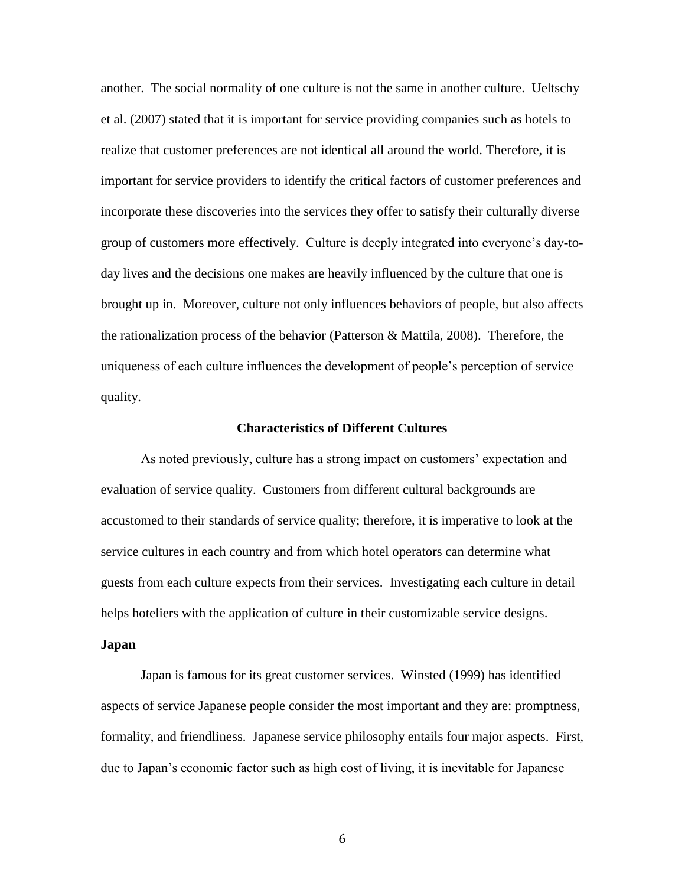another. The social normality of one culture is not the same in another culture. Ueltschy et al. (2007) stated that it is important for service providing companies such as hotels to realize that customer preferences are not identical all around the world. Therefore, it is important for service providers to identify the critical factors of customer preferences and incorporate these discoveries into the services they offer to satisfy their culturally diverse group of customers more effectively. Culture is deeply integrated into everyone's day-to-day lives and the decisions one makes are heavily influenced by the culture that one is brought up in. Moreover, culture not only influences behaviors of people, but also affects the rationalization process of the behavior (Patterson & Mattila, 2008). Therefore, the uniqueness of each culture influences the development of people's perception of service quality.

## Characteristics of Different Cultures

As noted previously, culture has a strong impact on customers' expectation and evaluation of service quality. Customers from different cultural backgrounds are accustomed to their standards of service quality; therefore, it is imperative to look at the service cultures in each country and from which hotel operators can determine what guests from each culture expects from their services. Investigating each culture in detail helps hoteliers with the application of culture in their customizable service designs.

### Japan

Japan is famous for its great customer services. Winsted (1999) has identified aspects of service Japanese people consider the most important and they are: promptness, formality, and friendliness. Japanese service philosophy entails four major aspects. First, due to Japan's economic factor such as high cost of living, it is inevitable for Japanese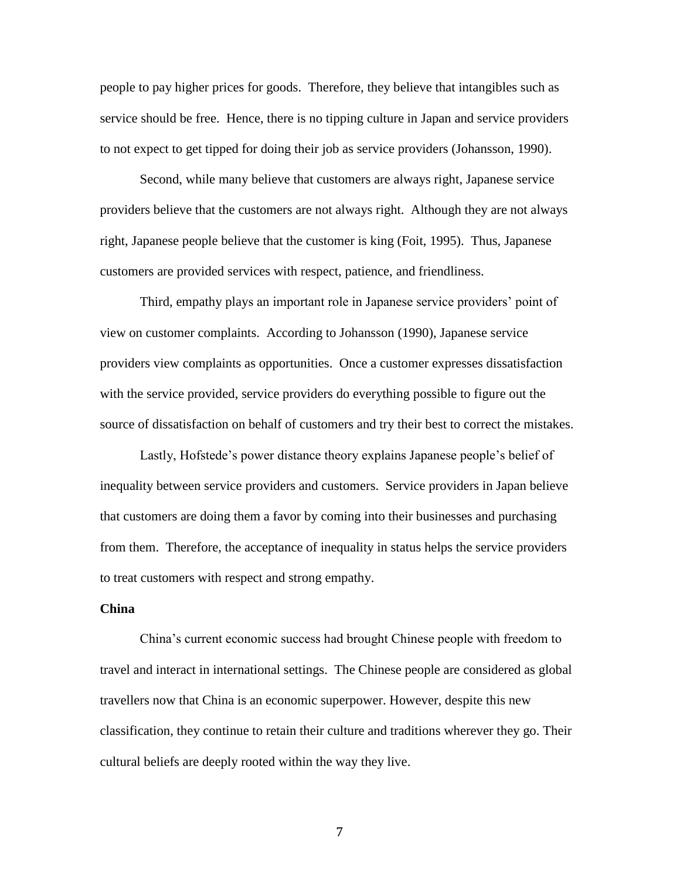people to pay higher prices for goods. Therefore, they believe that intangibles such as service should be free. Hence, there is no tipping culture in Japan and service providers to not expect to get tipped for doing their job as service providers (Johansson, 1990).

Second, while many believe that customers are always right, Japanese service providers believe that the customers are not always right. Although they are not always right, Japanese people believe that the customer is king (Foit, 1995). Thus, Japanese customers are provided services with respect, patience, and friendliness.

Third, empathy plays an important role in Japanese service providers' point of view on customer complaints. According to Johansson (1990), Japanese service providers view complaints as opportunities. Once a customer expresses dissatisfaction with the service provided, service providers do everything possible to figure out the source of dissatisfaction on behalf of customers and try their best to correct the mistakes.

Lastly, Hofstede's power distance theory explains Japanese people's belief of inequality between service providers and customers. Service providers in Japan believe that customers are doing them a favor by coming into their businesses and purchasing from them. Therefore, the acceptance of inequality in status helps the service providers to treat customers with respect and strong empathy.

**China**

China's current economic success had brought Chinese people with freedom to travel and interact in international settings. The Chinese people are considered as global travellers now that China is an economic superpower. However, despite this new classification, they continue to retain their culture and traditions wherever they go. Their cultural beliefs are deeply rooted within the way they live.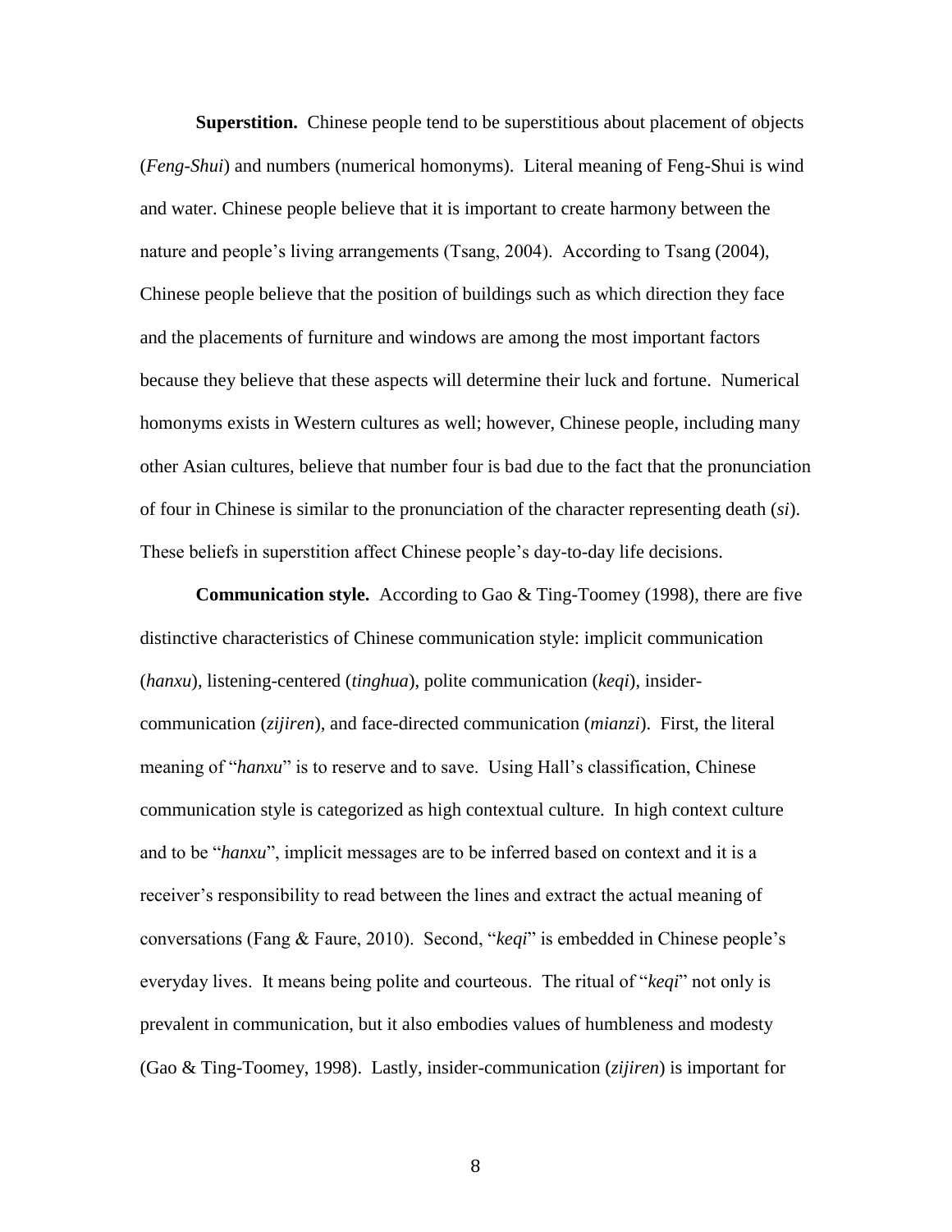**Superstition.** Chinese people tend to be superstitious about placement of objects (*Feng-Shui*) and numbers (numerical homonyms). Literal meaning of Feng-Shui is wind and water. Chinese people believe that it is important to create harmony between the nature and people's living arrangements (Tsang, 2004). According to Tsang (2004), Chinese people believe that the position of buildings such as which direction they face and the placements of furniture and windows are among the most important factors because they believe that these aspects will determine their luck and fortune. Numerical homonyms exists in Western cultures as well; however, Chinese people, including many other Asian cultures, believe that number four is bad due to the fact that the pronunciation of four in Chinese is similar to the pronunciation of the character representing death (*si*). These beliefs in superstition affect Chinese people's day-to-day life decisions.

**Communication style.** According to Gao & Ting-Toomey (1998), there are five distinctive characteristics of Chinese communication style: implicit communication (*hanxu*), listening-centered (*tinghua*), polite communication (*keqi*), insider-communication (*zijiren*), and face-directed communication (*mianzi*). First, the literal meaning of "*hanxu*" is to reserve and to save. Using Hall's classification, Chinese communication style is categorized as high contextual culture. In high context culture and to be "*hanxu*", implicit messages are to be inferred based on context and it is a receiver's responsibility to read between the lines and extract the actual meaning of conversations (Fang & Faure, 2010). Second, "*keqi*" is embedded in Chinese people's everyday lives. It means being polite and courteous. The ritual of "*keqi*" not only is prevalent in communication, but it also embodies values of humbleness and modesty (Gao & Ting-Toomey, 1998). Lastly, insider-communication (*zijiren*) is important for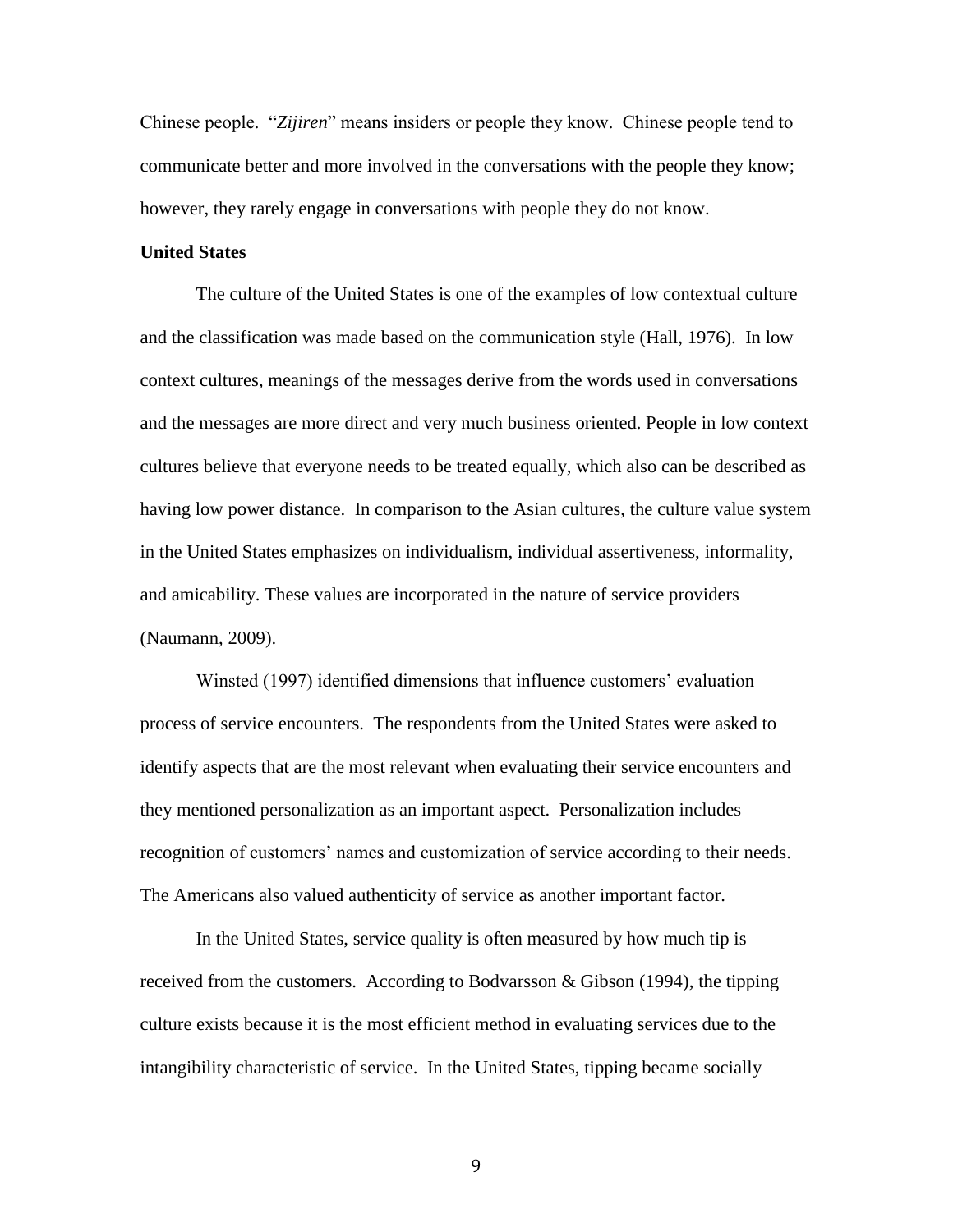Chinese people. "*Zijiren*" means insiders or people they know. Chinese people tend to communicate better and more involved in the conversations with the people they know; however, they rarely engage in conversations with people they do not know.

**United States**

The culture of the United States is one of the examples of low contextual culture and the classification was made based on the communication style (Hall, 1976). In low context cultures, meanings of the messages derive from the words used in conversations and the messages are more direct and very much business oriented. People in low context cultures believe that everyone needs to be treated equally, which also can be described as having low power distance. In comparison to the Asian cultures, the culture value system in the United States emphasizes on individualism, individual assertiveness, informality, and amicability. These values are incorporated in the nature of service providers (Naumann, 2009).

Winsted (1997) identified dimensions that influence customers' evaluation process of service encounters. The respondents from the United States were asked to identify aspects that are the most relevant when evaluating their service encounters and they mentioned personalization as an important aspect. Personalization includes recognition of customers' names and customization of service according to their needs. The Americans also valued authenticity of service as another important factor.

In the United States, service quality is often measured by how much tip is received from the customers. According to Bodvarsson & Gibson (1994), the tipping culture exists because it is the most efficient method in evaluating services due to the intangibility characteristic of service. In the United States, tipping became socially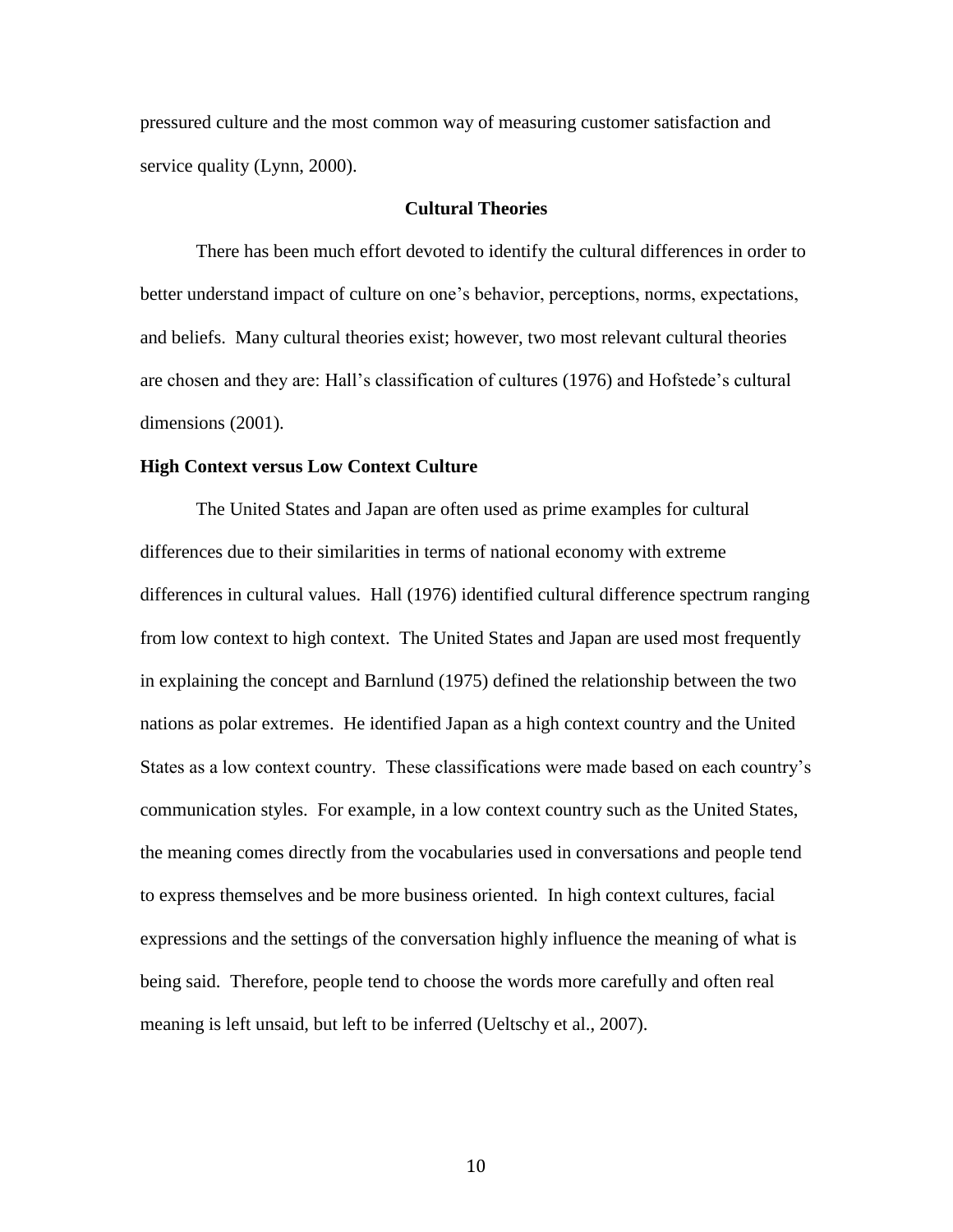pressured culture and the most common way of measuring customer satisfaction and service quality (Lynn, 2000).

## Cultural Theories

There has been much effort devoted to identify the cultural differences in order to better understand impact of culture on one's behavior, perceptions, norms, expectations, and beliefs. Many cultural theories exist; however, two most relevant cultural theories are chosen and they are: Hall's classification of cultures (1976) and Hofstede's cultural dimensions (2001).

### High Context versus Low Context Culture

The United States and Japan are often used as prime examples for cultural differences due to their similarities in terms of national economy with extreme differences in cultural values. Hall (1976) identified cultural difference spectrum ranging from low context to high context. The United States and Japan are used most frequently in explaining the concept and Barnlund (1975) defined the relationship between the two nations as polar extremes. He identified Japan as a high context country and the United States as a low context country. These classifications were made based on each country's communication styles. For example, in a low context country such as the United States, the meaning comes directly from the vocabularies used in conversations and people tend to express themselves and be more business oriented. In high context cultures, facial expressions and the settings of the conversation highly influence the meaning of what is being said. Therefore, people tend to choose the words more carefully and often real meaning is left unsaid, but left to be inferred (Ueltschy et al., 2007).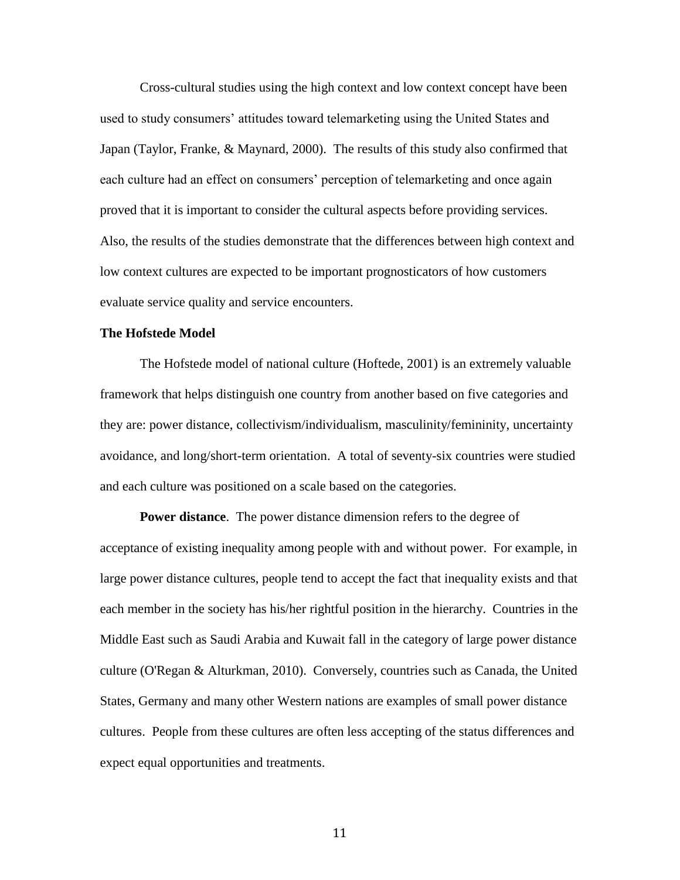Cross-cultural studies using the high context and low context concept have been used to study consumers' attitudes toward telemarketing using the United States and Japan (Taylor, Franke, & Maynard, 2000). The results of this study also confirmed that each culture had an effect on consumers' perception of telemarketing and once again proved that it is important to consider the cultural aspects before providing services. Also, the results of the studies demonstrate that the differences between high context and low context cultures are expected to be important prognosticators of how customers evaluate service quality and service encounters.

**The Hofstede Model**

The Hofstede model of national culture (Hoftede, 2001) is an extremely valuable framework that helps distinguish one country from another based on five categories and they are: power distance, collectivism/individualism, masculinity/femininity, uncertainty avoidance, and long/short-term orientation. A total of seventy-six countries were studied and each culture was positioned on a scale based on the categories.

**Power distance**. The power distance dimension refers to the degree of acceptance of existing inequality among people with and without power. For example, in large power distance cultures, people tend to accept the fact that inequality exists and that each member in the society has his/her rightful position in the hierarchy. Countries in the Middle East such as Saudi Arabia and Kuwait fall in the category of large power distance culture (O'Regan & Alturkman, 2010). Conversely, countries such as Canada, the United States, Germany and many other Western nations are examples of small power distance cultures. People from these cultures are often less accepting of the status differences and expect equal opportunities and treatments.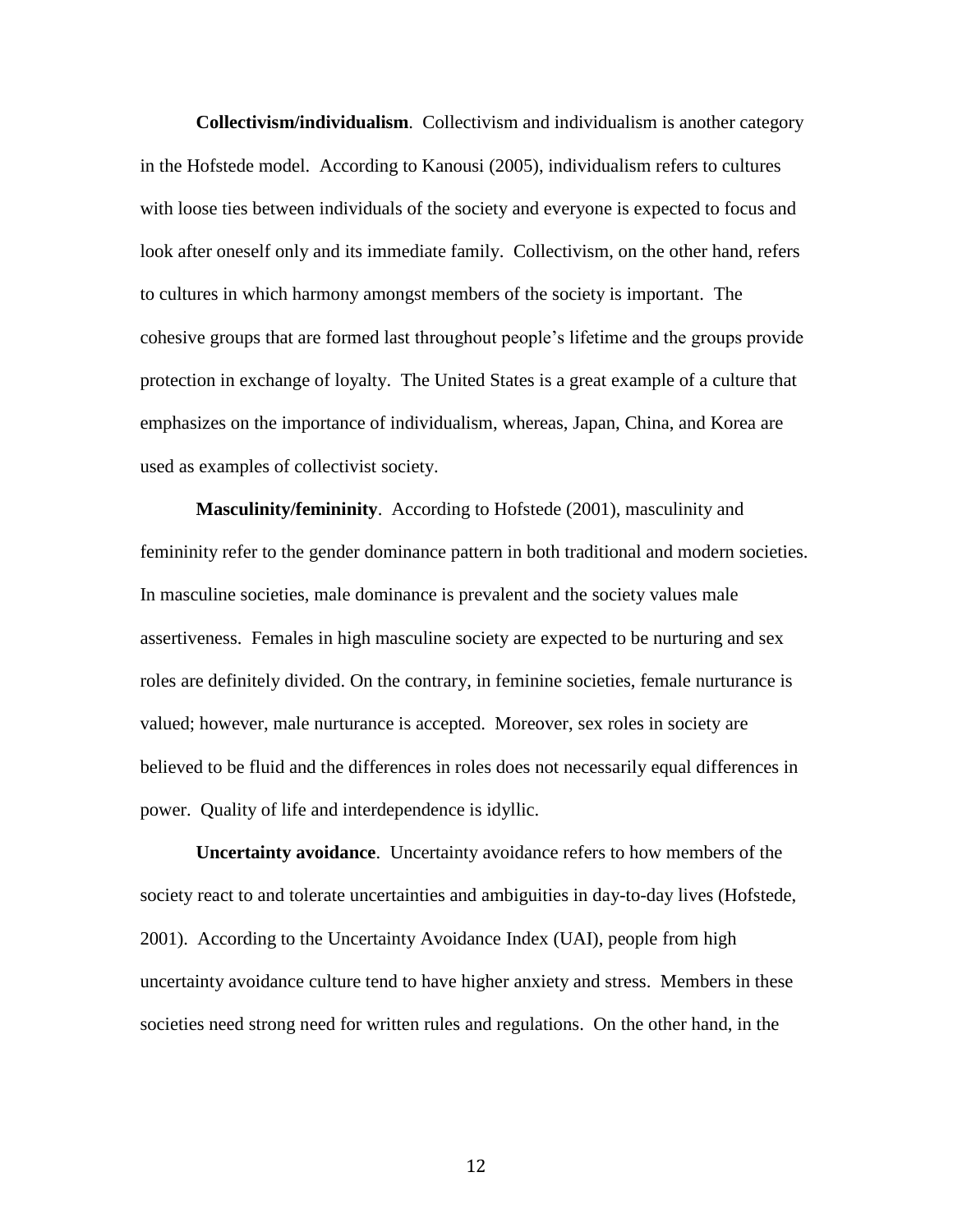**Collectivism/individualism**. Collectivism and individualism is another category in the Hofstede model. According to Kanousi (2005), individualism refers to cultures with loose ties between individuals of the society and everyone is expected to focus and look after oneself only and its immediate family. Collectivism, on the other hand, refers to cultures in which harmony amongst members of the society is important. The cohesive groups that are formed last throughout people's lifetime and the groups provide protection in exchange of loyalty. The United States is a great example of a culture that emphasizes on the importance of individualism, whereas, Japan, China, and Korea are used as examples of collectivist society.

**Masculinity/femininity**. According to Hofstede (2001), masculinity and femininity refer to the gender dominance pattern in both traditional and modern societies. In masculine societies, male dominance is prevalent and the society values male assertiveness. Females in high masculine society are expected to be nurturing and sex roles are definitely divided. On the contrary, in feminine societies, female nurturance is valued; however, male nurturance is accepted. Moreover, sex roles in society are believed to be fluid and the differences in roles does not necessarily equal differences in power. Quality of life and interdependence is idyllic.

**Uncertainty avoidance**. Uncertainty avoidance refers to how members of the society react to and tolerate uncertainties and ambiguities in day-to-day lives (Hofstede, 2001). According to the Uncertainty Avoidance Index (UAI), people from high uncertainty avoidance culture tend to have higher anxiety and stress. Members in these societies need strong need for written rules and regulations. On the other hand, in the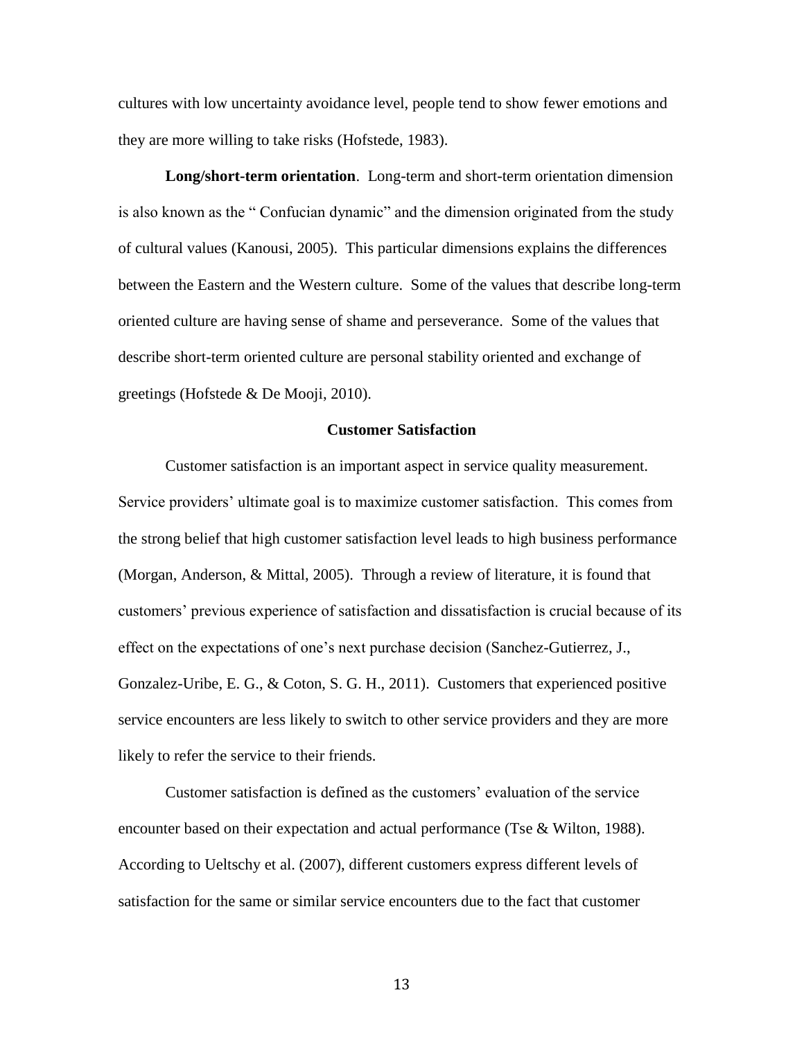cultures with low uncertainty avoidance level, people tend to show fewer emotions and they are more willing to take risks (Hofstede, 1983).

**Long/short-term orientation**. Long-term and short-term orientation dimension is also known as the " Confucian dynamic" and the dimension originated from the study of cultural values (Kanousi, 2005). This particular dimensions explains the differences between the Eastern and the Western culture. Some of the values that describe long-term oriented culture are having sense of shame and perseverance. Some of the values that describe short-term oriented culture are personal stability oriented and exchange of greetings (Hofstede & De Mooji, 2010).

## Customer Satisfaction

Customer satisfaction is an important aspect in service quality measurement. Service providers' ultimate goal is to maximize customer satisfaction. This comes from the strong belief that high customer satisfaction level leads to high business performance (Morgan, Anderson, & Mittal, 2005). Through a review of literature, it is found that customers' previous experience of satisfaction and dissatisfaction is crucial because of its effect on the expectations of one's next purchase decision (Sanchez-Gutierrez, J., Gonzalez-Uribe, E. G., & Coton, S. G. H., 2011). Customers that experienced positive service encounters are less likely to switch to other service providers and they are more likely to refer the service to their friends.

Customer satisfaction is defined as the customers' evaluation of the service encounter based on their expectation and actual performance (Tse & Wilton, 1988). According to Ueltschy et al. (2007), different customers express different levels of satisfaction for the same or similar service encounters due to the fact that customer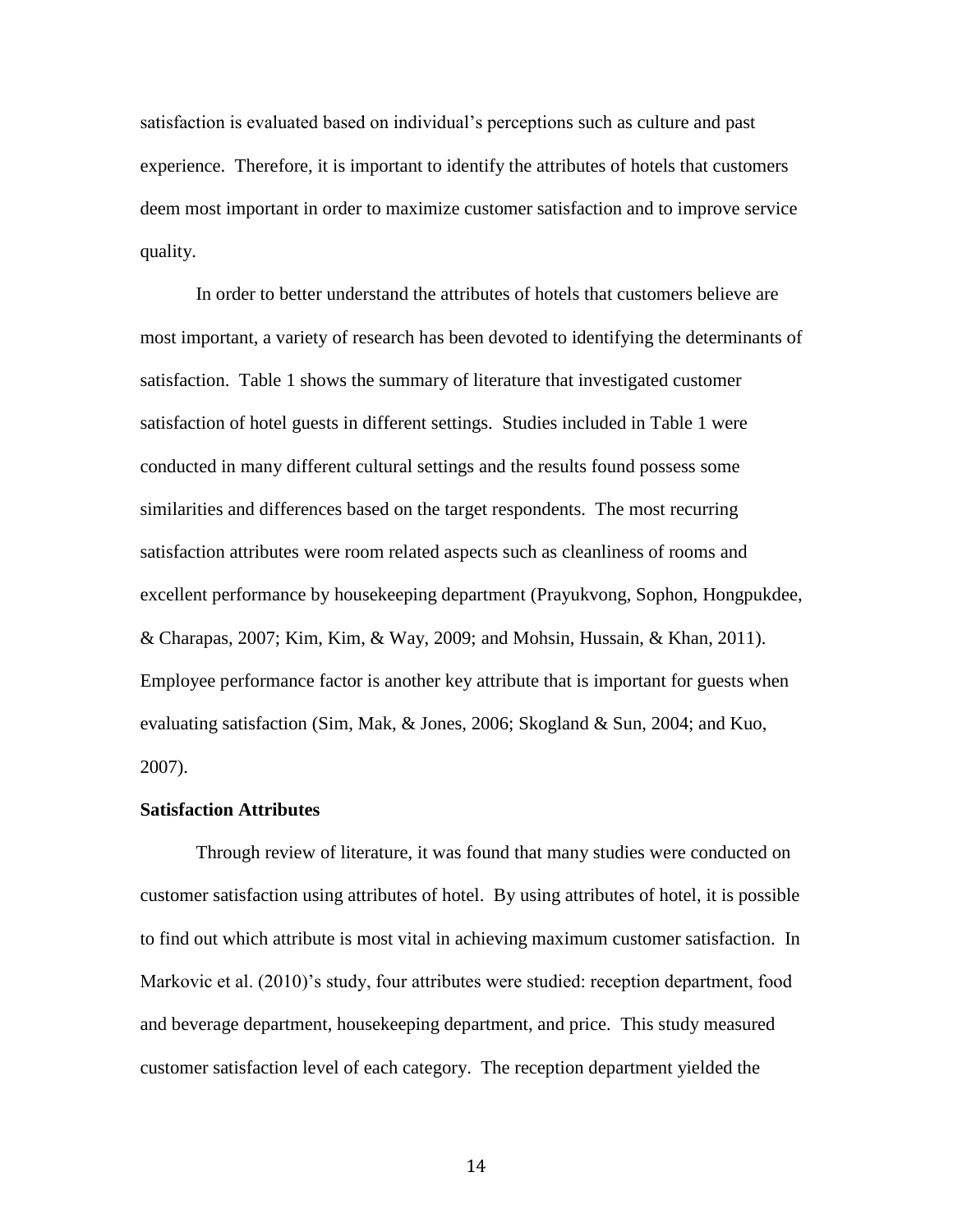satisfaction is evaluated based on individual's perceptions such as culture and past experience. Therefore, it is important to identify the attributes of hotels that customers deem most important in order to maximize customer satisfaction and to improve service quality.

In order to better understand the attributes of hotels that customers believe are most important, a variety of research has been devoted to identifying the determinants of satisfaction. Table 1 shows the summary of literature that investigated customer satisfaction of hotel guests in different settings. Studies included in Table 1 were conducted in many different cultural settings and the results found possess some similarities and differences based on the target respondents. The most recurring satisfaction attributes were room related aspects such as cleanliness of rooms and excellent performance by housekeeping department (Prayukvong, Sophon, Hongpukdee, & Charapas, 2007; Kim, Kim, & Way, 2009; and Mohsin, Hussain, & Khan, 2011). Employee performance factor is another key attribute that is important for guests when evaluating satisfaction (Sim, Mak, & Jones, 2006; Skogland & Sun, 2004; and Kuo, 2007).

**Satisfaction Attributes**

Through review of literature, it was found that many studies were conducted on customer satisfaction using attributes of hotel. By using attributes of hotel, it is possible to find out which attribute is most vital in achieving maximum customer satisfaction. In Markovic et al. (2010)'s study, four attributes were studied: reception department, food and beverage department, housekeeping department, and price. This study measured customer satisfaction level of each category. The reception department yielded the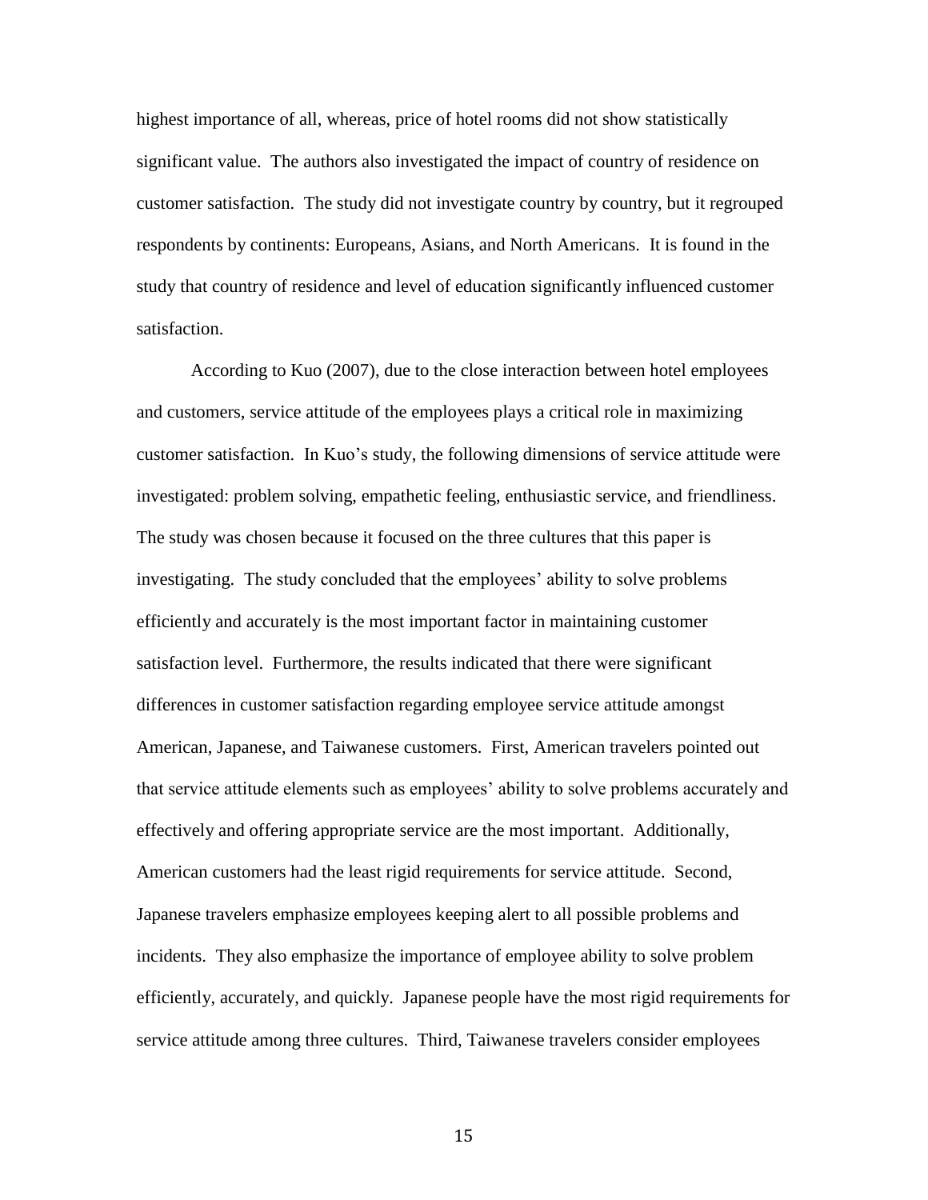highest importance of all, whereas, price of hotel rooms did not show statistically significant value. The authors also investigated the impact of country of residence on customer satisfaction. The study did not investigate country by country, but it regrouped respondents by continents: Europeans, Asians, and North Americans. It is found in the study that country of residence and level of education significantly influenced customer satisfaction.

According to Kuo (2007), due to the close interaction between hotel employees and customers, service attitude of the employees plays a critical role in maximizing customer satisfaction. In Kuo's study, the following dimensions of service attitude were investigated: problem solving, empathetic feeling, enthusiastic service, and friendliness. The study was chosen because it focused on the three cultures that this paper is investigating. The study concluded that the employees' ability to solve problems efficiently and accurately is the most important factor in maintaining customer satisfaction level. Furthermore, the results indicated that there were significant differences in customer satisfaction regarding employee service attitude amongst American, Japanese, and Taiwanese customers. First, American travelers pointed out that service attitude elements such as employees' ability to solve problems accurately and effectively and offering appropriate service are the most important. Additionally, American customers had the least rigid requirements for service attitude. Second, Japanese travelers emphasize employees keeping alert to all possible problems and incidents. They also emphasize the importance of employee ability to solve problem efficiently, accurately, and quickly. Japanese people have the most rigid requirements for service attitude among three cultures. Third, Taiwanese travelers consider employees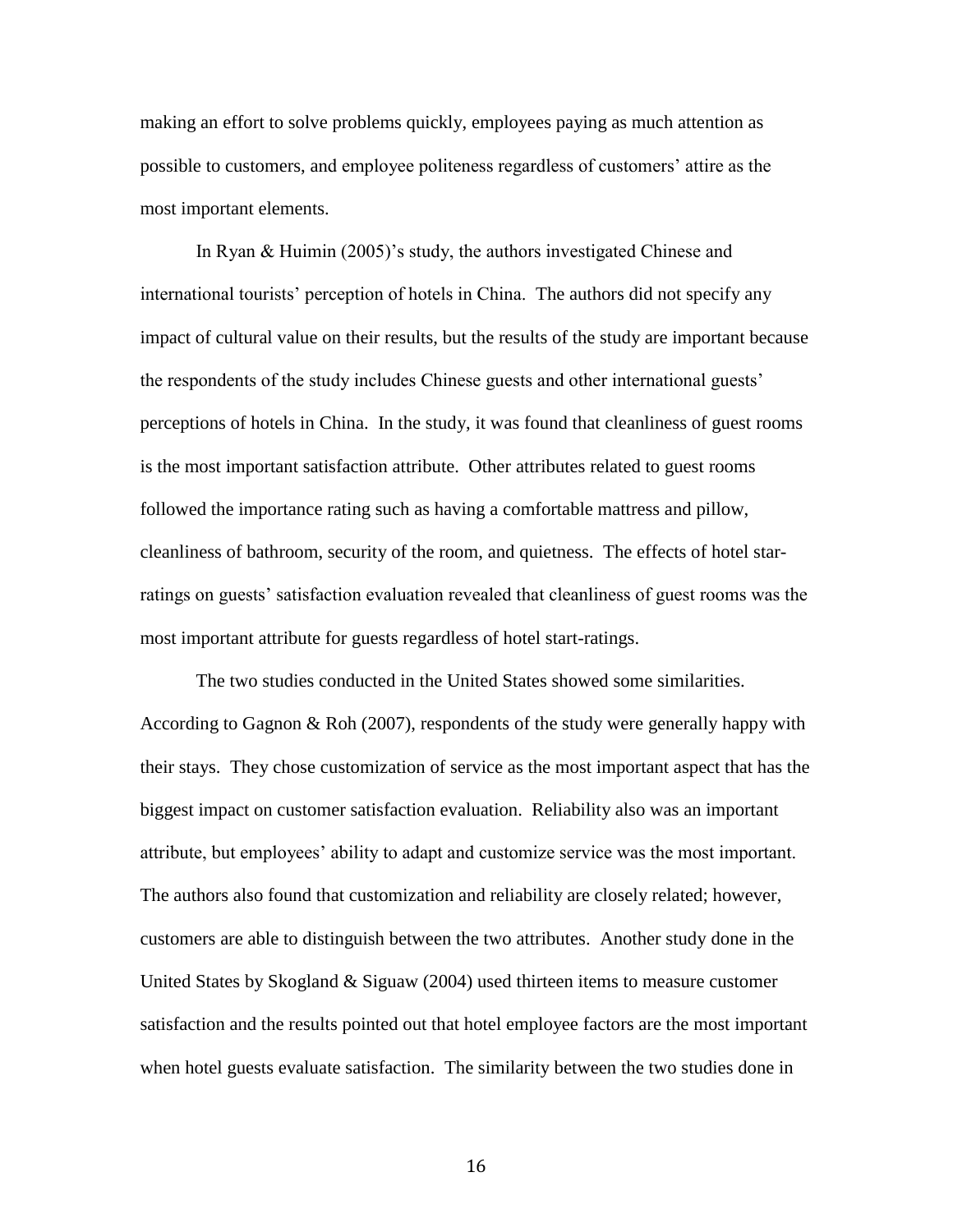making an effort to solve problems quickly, employees paying as much attention as possible to customers, and employee politeness regardless of customers' attire as the most important elements.

In Ryan & Huimin (2005)'s study, the authors investigated Chinese and international tourists' perception of hotels in China. The authors did not specify any impact of cultural value on their results, but the results of the study are important because the respondents of the study includes Chinese guests and other international guests' perceptions of hotels in China. In the study, it was found that cleanliness of guest rooms is the most important satisfaction attribute. Other attributes related to guest rooms followed the importance rating such as having a comfortable mattress and pillow, cleanliness of bathroom, security of the room, and quietness. The effects of hotel star-ratings on guests' satisfaction evaluation revealed that cleanliness of guest rooms was the most important attribute for guests regardless of hotel start-ratings.

The two studies conducted in the United States showed some similarities. According to Gagnon & Roh (2007), respondents of the study were generally happy with their stays. They chose customization of service as the most important aspect that has the biggest impact on customer satisfaction evaluation. Reliability also was an important attribute, but employees' ability to adapt and customize service was the most important. The authors also found that customization and reliability are closely related; however, customers are able to distinguish between the two attributes. Another study done in the United States by Skogland & Siguaw (2004) used thirteen items to measure customer satisfaction and the results pointed out that hotel employee factors are the most important when hotel guests evaluate satisfaction. The similarity between the two studies done in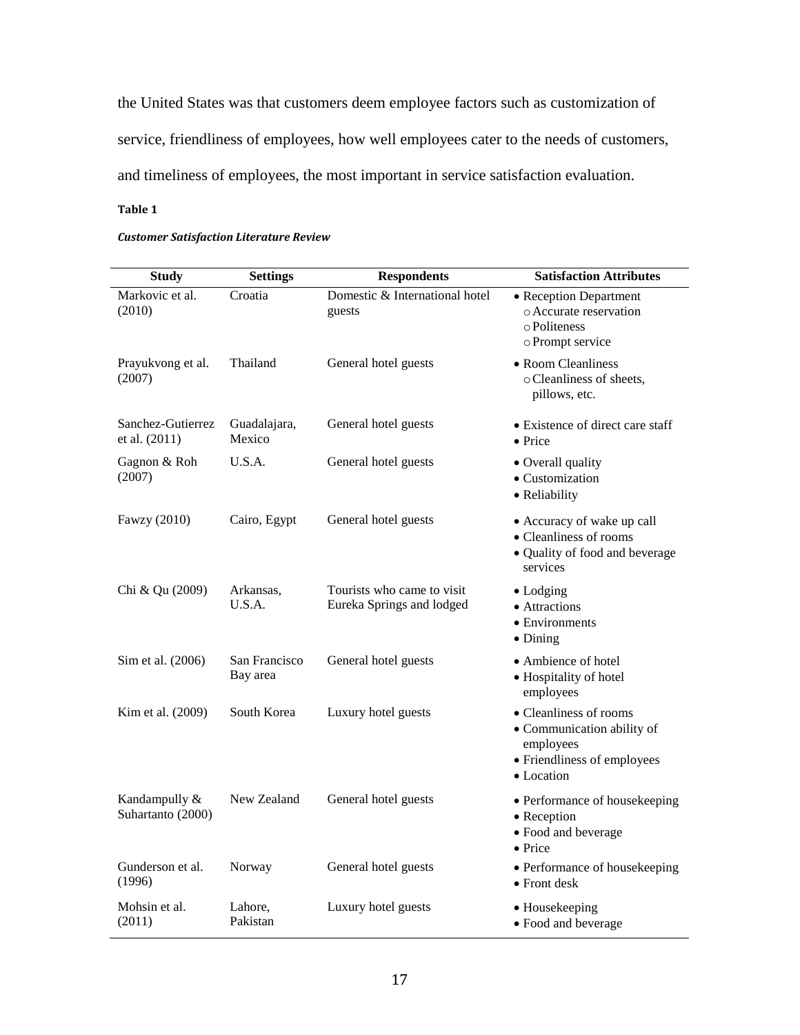the United States was that customers deem employee factors such as customization of service, friendliness of employees, how well employees cater to the needs of customers, and timeliness of employees, the most important in service satisfaction evaluation.

**Table 1**

***Customer Satisfaction Literature Review***

| Study | Settings | Respondents | Satisfaction Attributes |
|---|---|---|---|
| Markovic et al. (2010) | Croatia | Domestic & International hotel guests | • Reception Department<br>○ Accurate reservation<br>○ Politeness<br>○ Prompt service |
| Prayukvong et al. (2007) | Thailand | General hotel guests | • Room Cleanliness<br>○ Cleanliness of sheets, pillows, etc. |
| Sanchez-Gutierrez et al. (2011) | Guadalajara, Mexico | General hotel guests | • Existence of direct care staff<br>• Price |
| Gagnon & Roh (2007) | U.S.A. | General hotel guests | • Overall quality<br>• Customization<br>• Reliability |
| Fawzy (2010) | Cairo, Egypt | General hotel guests | • Accuracy of wake up call<br>• Cleanliness of rooms<br>• Quality of food and beverage services |
| Chi & Qu (2009) | Arkansas, U.S.A. | Tourists who came to visit Eureka Springs and lodged | • Lodging<br>• Attractions<br>• Environments<br>• Dining |
| Sim et al. (2006) | San Francisco Bay area | General hotel guests | • Ambience of hotel<br>• Hospitality of hotel employees |
| Kim et al. (2009) | South Korea | Luxury hotel guests | • Cleanliness of rooms<br>• Communication ability of employees<br>• Friendliness of employees<br>• Location |
| Kandampully & Suhartanto (2000) | New Zealand | General hotel guests | • Performance of housekeeping<br>• Reception<br>• Food and beverage<br>• Price |
| Gunderson et al. (1996) | Norway | General hotel guests | • Performance of housekeeping<br>• Front desk |
| Mohsin et al. (2011) | Lahore, Pakistan | Luxury hotel guests | • Housekeeping<br>• Food and beverage |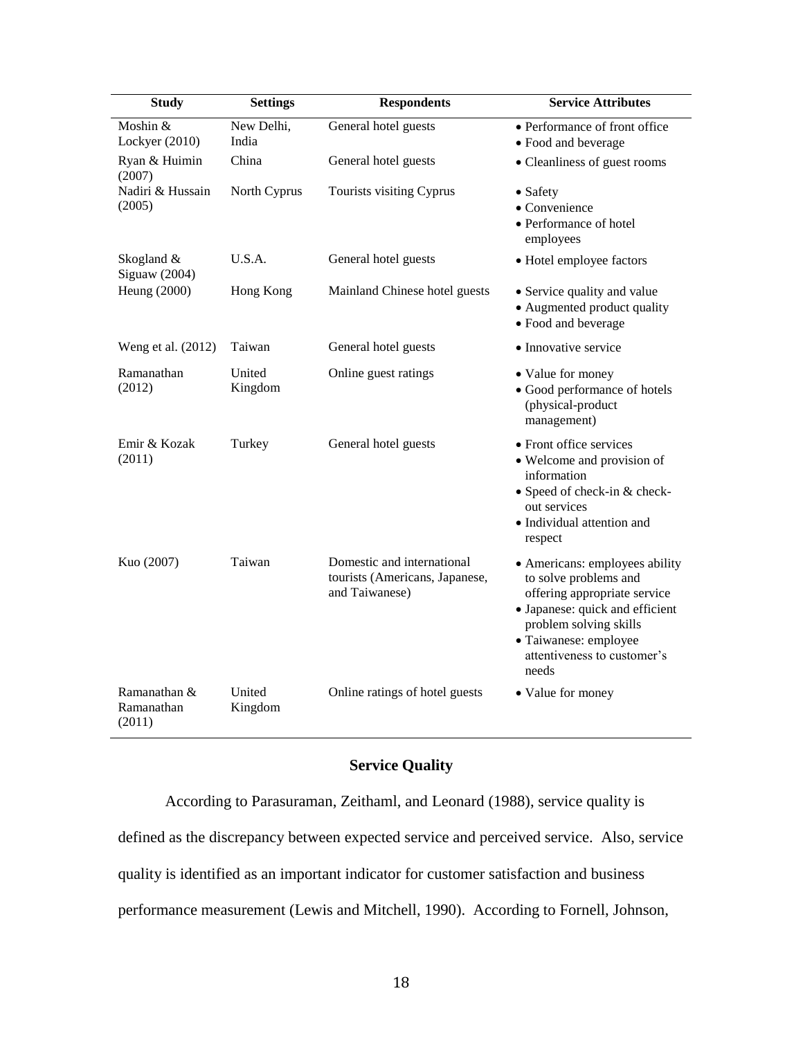| Study | Settings | Respondents | Service Attributes |
|---|---|---|---|
| Moshin & Lockyer (2010) | New Delhi, India | General hotel guests | • Performance of front office<br>• Food and beverage |
| Ryan & Huimin (2007) | China | General hotel guests | • Cleanliness of guest rooms |
| Nadiri & Hussain (2005) | North Cyprus | Tourists visiting Cyprus | • Safety<br>• Convenience<br>• Performance of hotel employees |
| Skogland & Siguaw (2004) | U.S.A. | General hotel guests | • Hotel employee factors |
| Heung (2000) | Hong Kong | Mainland Chinese hotel guests | • Service quality and value<br>• Augmented product quality<br>• Food and beverage |
| Weng et al. (2012) | Taiwan | General hotel guests | • Innovative service |
| Ramanathan (2012) | United Kingdom | Online guest ratings | • Value for money<br>• Good performance of hotels (physical-product management) |
| Emir & Kozak (2011) | Turkey | General hotel guests | • Front office services<br>• Welcome and provision of information<br>• Speed of check-in & check-out services<br>• Individual attention and respect |
| Kuo (2007) | Taiwan | Domestic and international tourists (Americans, Japanese, and Taiwanese) | • Americans: employees ability to solve problems and offering appropriate service<br>• Japanese: quick and efficient problem solving skills<br>• Taiwanese: employee attentiveness to customer's needs |
| Ramanathan & Ramanathan (2011) | United Kingdom | Online ratings of hotel guests | • Value for money |

## Service Quality

According to Parasuraman, Zeithaml, and Leonard (1988), service quality is defined as the discrepancy between expected service and perceived service. Also, service quality is identified as an important indicator for customer satisfaction and business performance measurement (Lewis and Mitchell, 1990). According to Fornell, Johnson,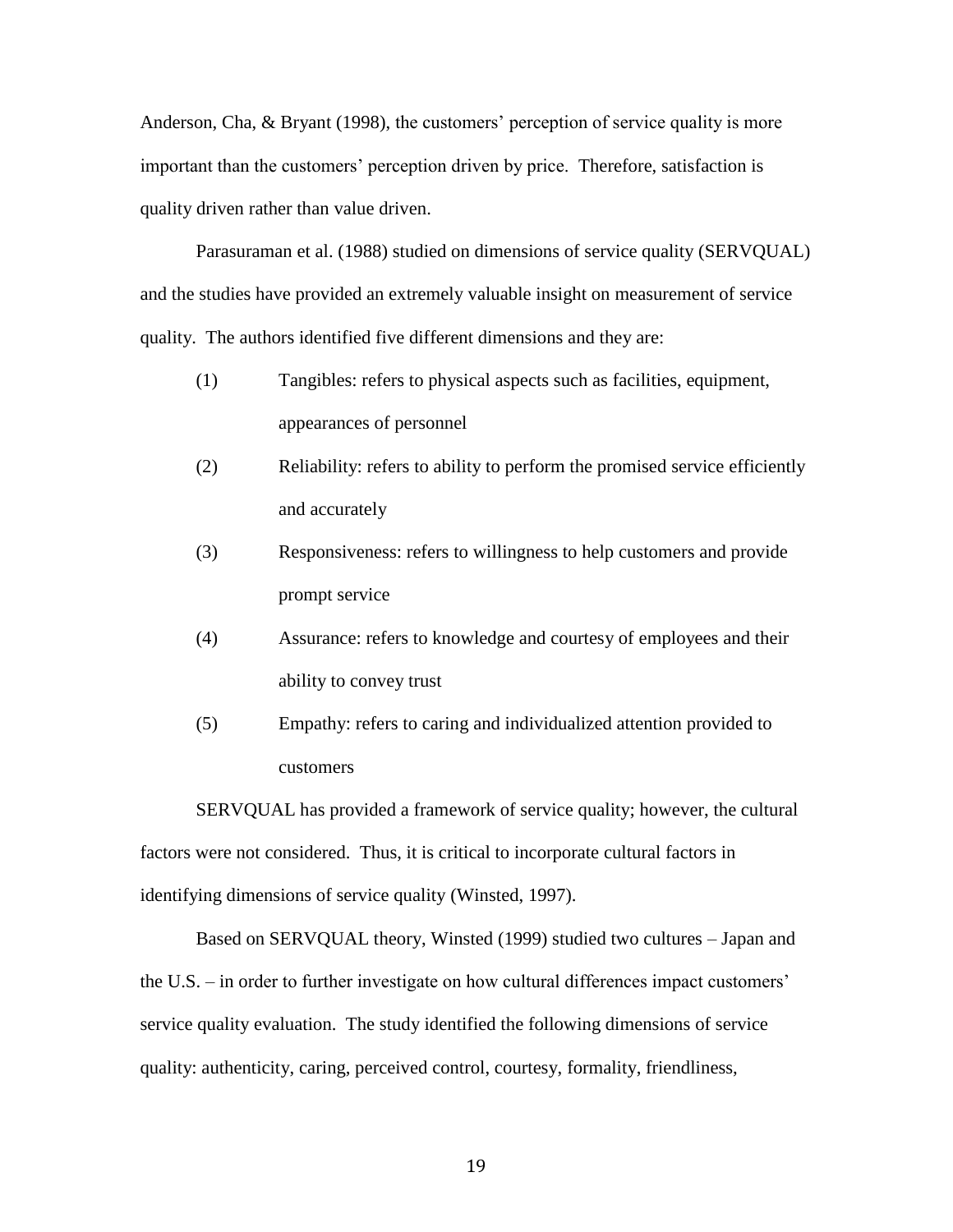Anderson, Cha, & Bryant (1998), the customers' perception of service quality is more important than the customers' perception driven by price. Therefore, satisfaction is quality driven rather than value driven.

Parasuraman et al. (1988) studied on dimensions of service quality (SERVQUAL) and the studies have provided an extremely valuable insight on measurement of service quality. The authors identified five different dimensions and they are:

(1) Tangibles: refers to physical aspects such as facilities, equipment, appearances of personnel

(2) Reliability: refers to ability to perform the promised service efficiently and accurately

(3) Responsiveness: refers to willingness to help customers and provide prompt service

(4) Assurance: refers to knowledge and courtesy of employees and their ability to convey trust

(5) Empathy: refers to caring and individualized attention provided to customers

SERVQUAL has provided a framework of service quality; however, the cultural factors were not considered. Thus, it is critical to incorporate cultural factors in identifying dimensions of service quality (Winsted, 1997).

Based on SERVQUAL theory, Winsted (1999) studied two cultures – Japan and the U.S. – in order to further investigate on how cultural differences impact customers' service quality evaluation. The study identified the following dimensions of service quality: authenticity, caring, perceived control, courtesy, formality, friendliness,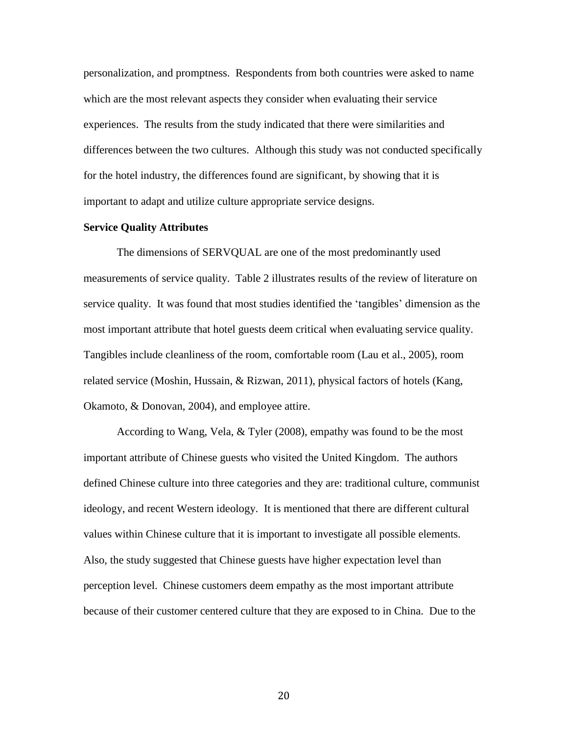personalization, and promptness. Respondents from both countries were asked to name which are the most relevant aspects they consider when evaluating their service experiences. The results from the study indicated that there were similarities and differences between the two cultures. Although this study was not conducted specifically for the hotel industry, the differences found are significant, by showing that it is important to adapt and utilize culture appropriate service designs.

**Service Quality Attributes**

The dimensions of SERVQUAL are one of the most predominantly used measurements of service quality. Table 2 illustrates results of the review of literature on service quality. It was found that most studies identified the 'tangibles' dimension as the most important attribute that hotel guests deem critical when evaluating service quality. Tangibles include cleanliness of the room, comfortable room (Lau et al., 2005), room related service (Moshin, Hussain, & Rizwan, 2011), physical factors of hotels (Kang, Okamoto, & Donovan, 2004), and employee attire.

According to Wang, Vela, & Tyler (2008), empathy was found to be the most important attribute of Chinese guests who visited the United Kingdom. The authors defined Chinese culture into three categories and they are: traditional culture, communist ideology, and recent Western ideology. It is mentioned that there are different cultural values within Chinese culture that it is important to investigate all possible elements. Also, the study suggested that Chinese guests have higher expectation level than perception level. Chinese customers deem empathy as the most important attribute because of their customer centered culture that they are exposed to in China. Due to the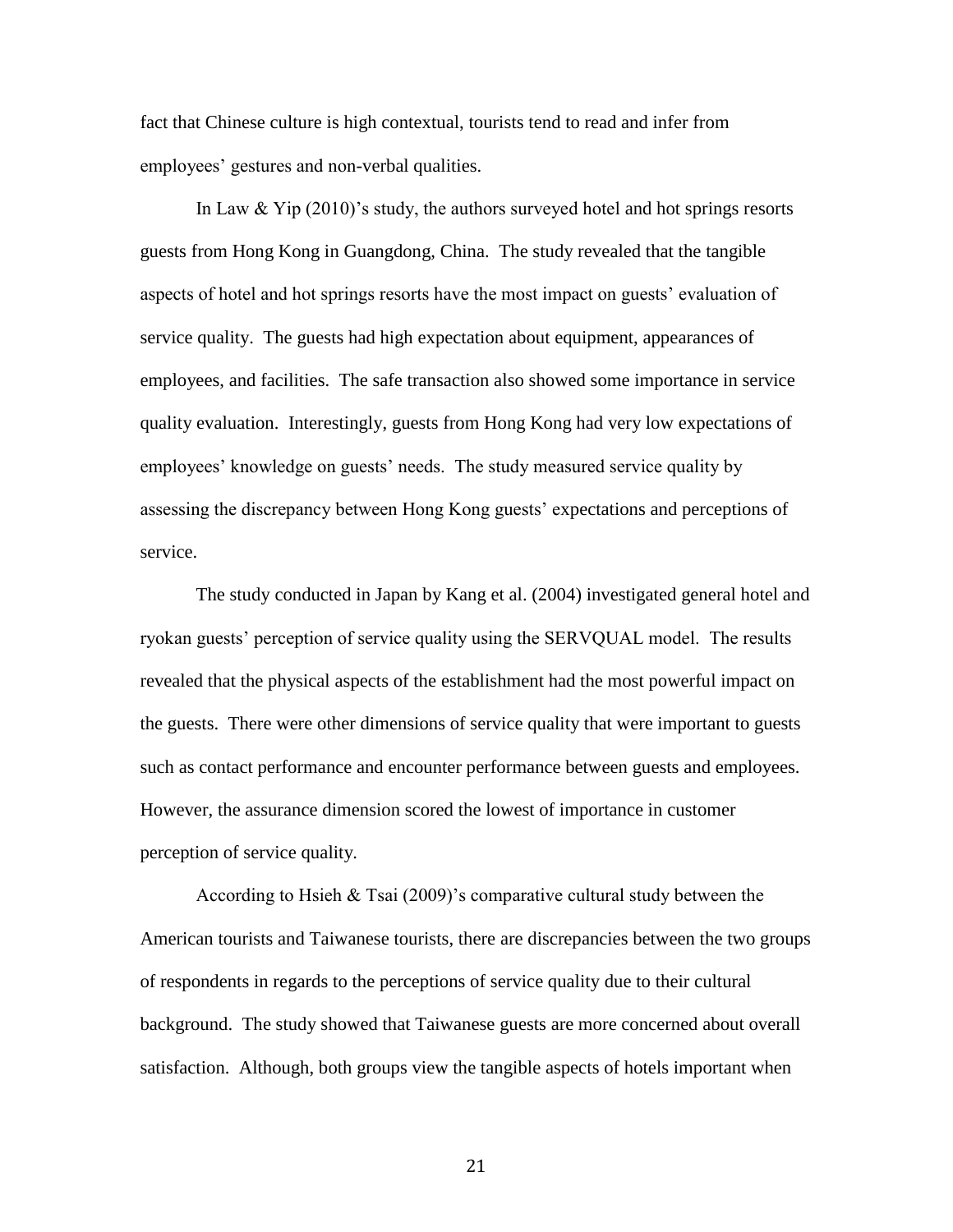fact that Chinese culture is high contextual, tourists tend to read and infer from employees' gestures and non-verbal qualities.

In Law & Yip (2010)'s study, the authors surveyed hotel and hot springs resorts guests from Hong Kong in Guangdong, China. The study revealed that the tangible aspects of hotel and hot springs resorts have the most impact on guests' evaluation of service quality. The guests had high expectation about equipment, appearances of employees, and facilities. The safe transaction also showed some importance in service quality evaluation. Interestingly, guests from Hong Kong had very low expectations of employees' knowledge on guests' needs. The study measured service quality by assessing the discrepancy between Hong Kong guests' expectations and perceptions of service.

The study conducted in Japan by Kang et al. (2004) investigated general hotel and ryokan guests' perception of service quality using the SERVQUAL model. The results revealed that the physical aspects of the establishment had the most powerful impact on the guests. There were other dimensions of service quality that were important to guests such as contact performance and encounter performance between guests and employees. However, the assurance dimension scored the lowest of importance in customer perception of service quality.

According to Hsieh & Tsai (2009)'s comparative cultural study between the American tourists and Taiwanese tourists, there are discrepancies between the two groups of respondents in regards to the perceptions of service quality due to their cultural background. The study showed that Taiwanese guests are more concerned about overall satisfaction. Although, both groups view the tangible aspects of hotels important when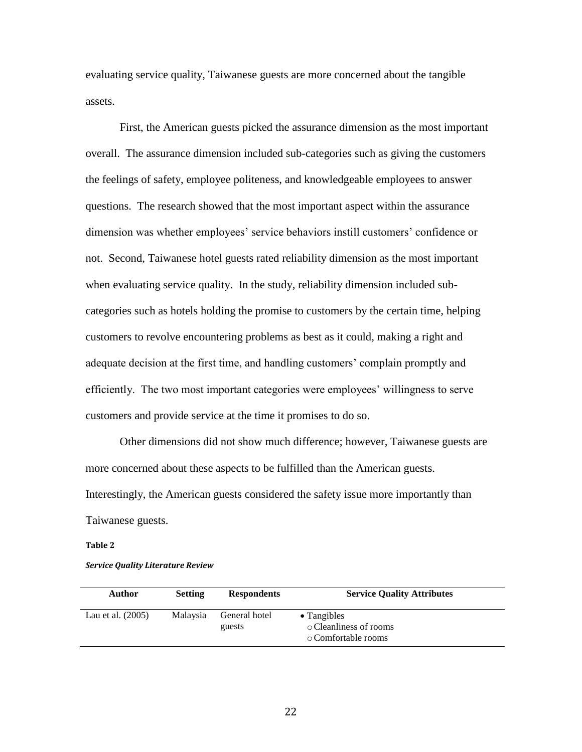evaluating service quality, Taiwanese guests are more concerned about the tangible assets.

First, the American guests picked the assurance dimension as the most important overall. The assurance dimension included sub-categories such as giving the customers the feelings of safety, employee politeness, and knowledgeable employees to answer questions. The research showed that the most important aspect within the assurance dimension was whether employees' service behaviors instill customers' confidence or not. Second, Taiwanese hotel guests rated reliability dimension as the most important when evaluating service quality. In the study, reliability dimension included sub-categories such as hotels holding the promise to customers by the certain time, helping customers to revolve encountering problems as best as it could, making a right and adequate decision at the first time, and handling customers' complain promptly and efficiently. The two most important categories were employees' willingness to serve customers and provide service at the time it promises to do so.

Other dimensions did not show much difference; however, Taiwanese guests are more concerned about these aspects to be fulfilled than the American guests. Interestingly, the American guests considered the safety issue more importantly than Taiwanese guests.

**Table 2**

***Service Quality Literature Review***

| Author | Setting | Respondents | Service Quality Attributes |
|---|---|---|---|
| Lau et al. (2005) | Malaysia | General hotel guests | • Tangibles<br>○ Cleanliness of rooms<br>○ Comfortable rooms |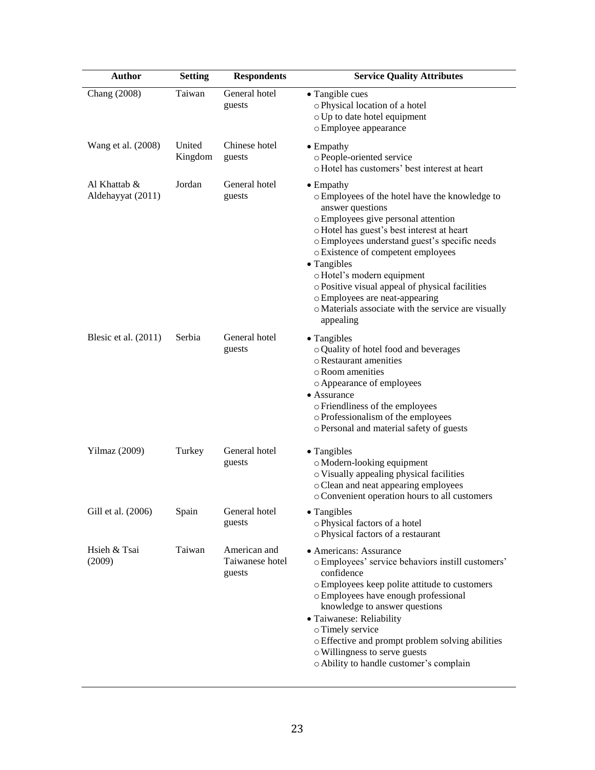| Author | Setting | Respondents | Service Quality Attributes |
|---|---|---|---|
| Chang (2008) | Taiwan | General hotel guests | • Tangible cues<br>○ Physical location of a hotel<br>○ Up to date hotel equipment<br>○ Employee appearance |
| Wang et al. (2008) | United Kingdom | Chinese hotel guests | • Empathy<br>○ People-oriented service<br>○ Hotel has customers' best interest at heart |
| Al Khattab & Aldehayyat (2011) | Jordan | General hotel guests | • Empathy<br>○ Employees of the hotel have the knowledge to answer questions<br>○ Employees give personal attention<br>○ Hotel has guest's best interest at heart<br>○ Employees understand guest's specific needs<br>○ Existence of competent employees<br>• Tangibles<br>○ Hotel's modern equipment<br>○ Positive visual appeal of physical facilities<br>○ Employees are neat-appearing<br>○ Materials associate with the service are visually appealing |
| Blesic et al. (2011) | Serbia | General hotel guests | • Tangibles<br>○ Quality of hotel food and beverages<br>○ Restaurant amenities<br>○ Room amenities<br>○ Appearance of employees<br>• Assurance<br>○ Friendliness of the employees<br>○ Professionalism of the employees<br>○ Personal and material safety of guests |
| Yilmaz (2009) | Turkey | General hotel guests | • Tangibles<br>○ Modern-looking equipment<br>○ Visually appealing physical facilities<br>○ Clean and neat appearing employees<br>○ Convenient operation hours to all customers |
| Gill et al. (2006) | Spain | General hotel guests | • Tangibles<br>○ Physical factors of a hotel<br>○ Physical factors of a restaurant |
| Hsieh & Tsai (2009) | Taiwan | American and Taiwanese hotel guests | • Americans: Assurance<br>○ Employees' service behaviors instill customers' confidence<br>○ Employees keep polite attitude to customers<br>○ Employees have enough professional knowledge to answer questions<br>• Taiwanese: Reliability<br>○ Timely service<br>○ Effective and prompt problem solving abilities<br>○ Willingness to serve guests<br>○ Ability to handle customer's complain |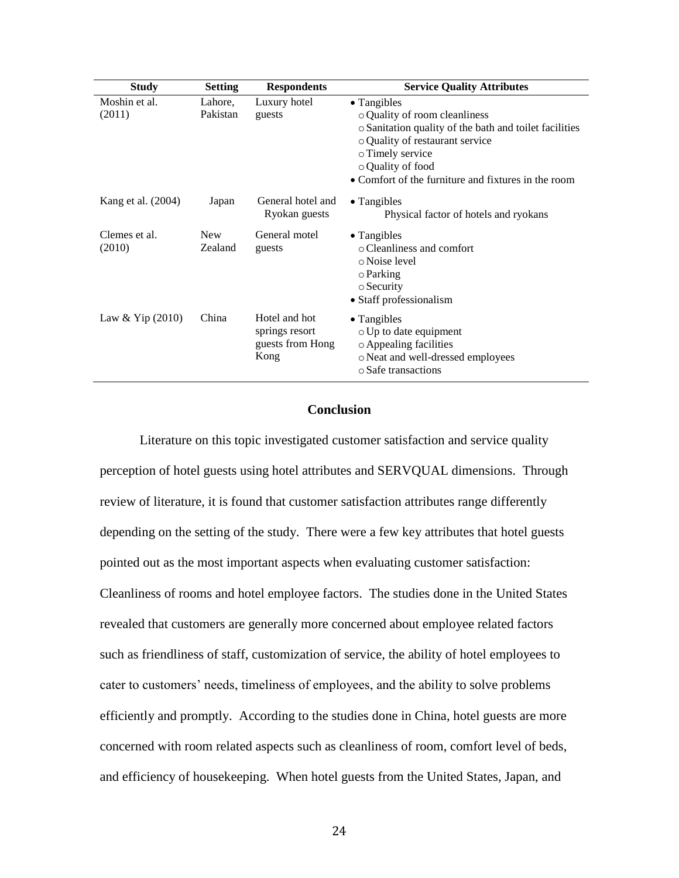| Study | Setting | Respondents | Service Quality Attributes |
|---|---|---|---|
| Moshin et al. (2011) | Lahore, Pakistan | Luxury hotel guests | • Tangibles<br>○ Quality of room cleanliness<br>○ Sanitation quality of the bath and toilet facilities<br>○ Quality of restaurant service<br>○ Timely service<br>○ Quality of food<br>• Comfort of the furniture and fixtures in the room |
| Kang et al. (2004) | Japan | General hotel and Ryokan guests | • Tangibles<br>Physical factor of hotels and ryokans |
| Clemes et al. (2010) | New Zealand | General motel guests | • Tangibles<br>○ Cleanliness and comfort<br>○ Noise level<br>○ Parking<br>○ Security<br>• Staff professionalism |
| Law & Yip (2010) | China | Hotel and hot springs resort guests from Hong Kong | • Tangibles<br>○ Up to date equipment<br>○ Appealing facilities<br>○ Neat and well-dressed employees<br>○ Safe transactions |

## Conclusion

Literature on this topic investigated customer satisfaction and service quality perception of hotel guests using hotel attributes and SERVQUAL dimensions. Through review of literature, it is found that customer satisfaction attributes range differently depending on the setting of the study. There were a few key attributes that hotel guests pointed out as the most important aspects when evaluating customer satisfaction: Cleanliness of rooms and hotel employee factors. The studies done in the United States revealed that customers are generally more concerned about employee related factors such as friendliness of staff, customization of service, the ability of hotel employees to cater to customers' needs, timeliness of employees, and the ability to solve problems efficiently and promptly. According to the studies done in China, hotel guests are more concerned with room related aspects such as cleanliness of room, comfort level of beds, and efficiency of housekeeping. When hotel guests from the United States, Japan, and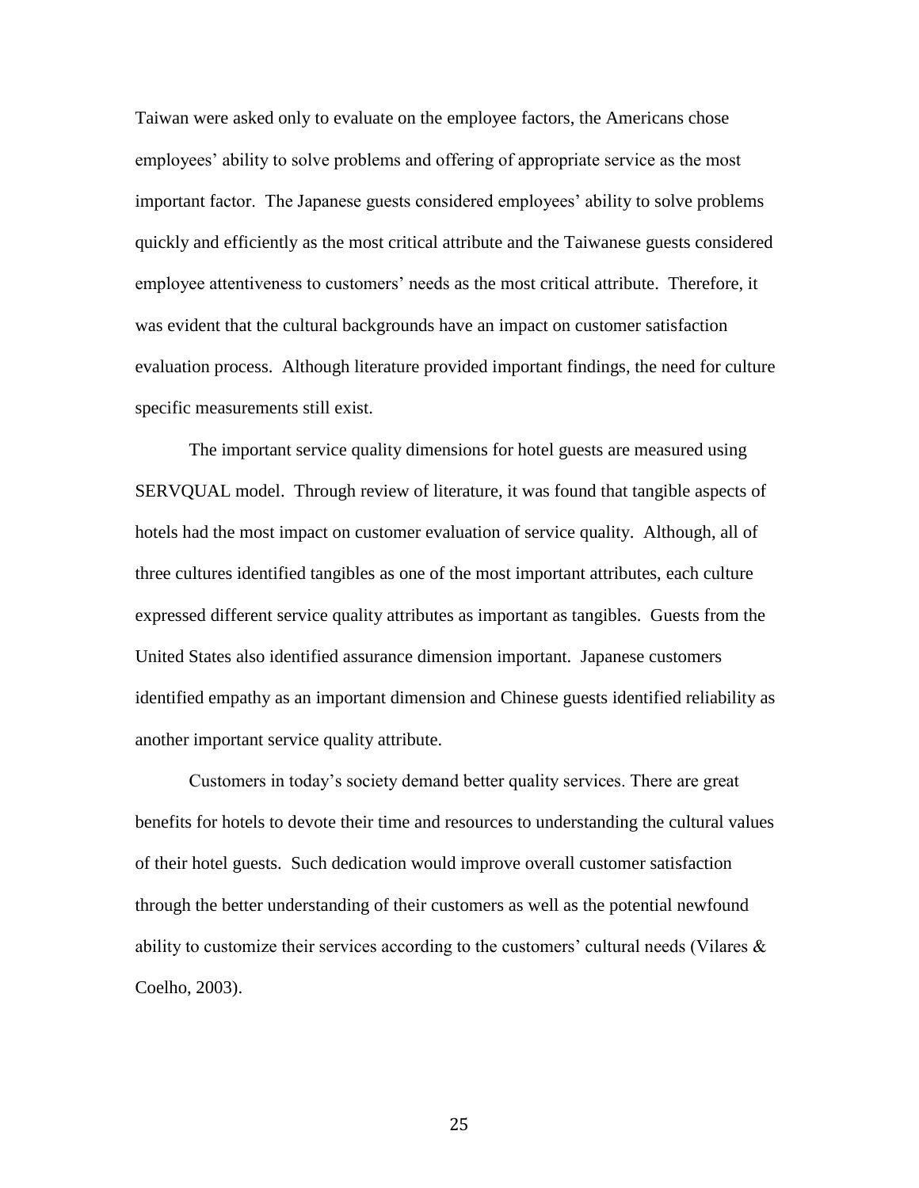Taiwan were asked only to evaluate on the employee factors, the Americans chose employees' ability to solve problems and offering of appropriate service as the most important factor. The Japanese guests considered employees' ability to solve problems quickly and efficiently as the most critical attribute and the Taiwanese guests considered employee attentiveness to customers' needs as the most critical attribute. Therefore, it was evident that the cultural backgrounds have an impact on customer satisfaction evaluation process. Although literature provided important findings, the need for culture specific measurements still exist.

The important service quality dimensions for hotel guests are measured using SERVQUAL model. Through review of literature, it was found that tangible aspects of hotels had the most impact on customer evaluation of service quality. Although, all of three cultures identified tangibles as one of the most important attributes, each culture expressed different service quality attributes as important as tangibles. Guests from the United States also identified assurance dimension important. Japanese customers identified empathy as an important dimension and Chinese guests identified reliability as another important service quality attribute.

Customers in today's society demand better quality services. There are great benefits for hotels to devote their time and resources to understanding the cultural values of their hotel guests. Such dedication would improve overall customer satisfaction through the better understanding of their customers as well as the potential newfound ability to customize their services according to the customers' cultural needs (Vilares & Coelho, 2003).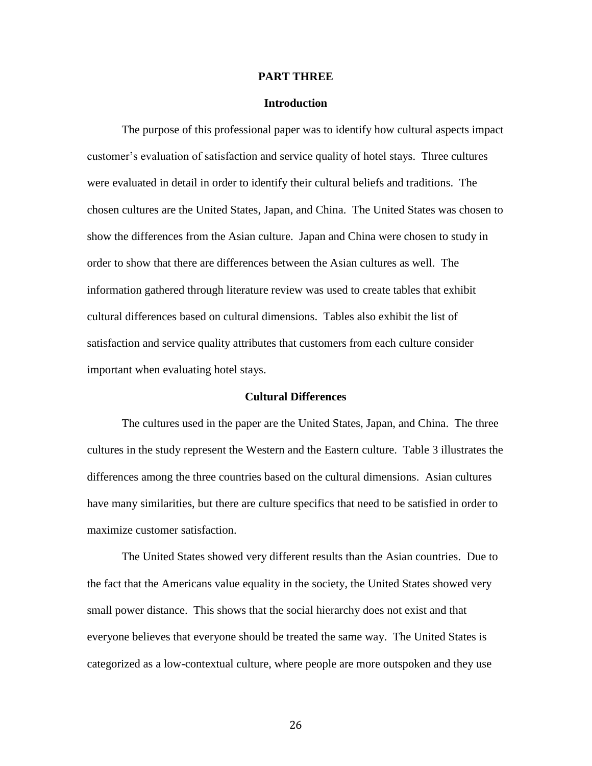# PART THREE

## Introduction

The purpose of this professional paper was to identify how cultural aspects impact customer's evaluation of satisfaction and service quality of hotel stays. Three cultures were evaluated in detail in order to identify their cultural beliefs and traditions. The chosen cultures are the United States, Japan, and China. The United States was chosen to show the differences from the Asian culture. Japan and China were chosen to study in order to show that there are differences between the Asian cultures as well. The information gathered through literature review was used to create tables that exhibit cultural differences based on cultural dimensions. Tables also exhibit the list of satisfaction and service quality attributes that customers from each culture consider important when evaluating hotel stays.

## Cultural Differences

The cultures used in the paper are the United States, Japan, and China. The three cultures in the study represent the Western and the Eastern culture. Table 3 illustrates the differences among the three countries based on the cultural dimensions. Asian cultures have many similarities, but there are culture specifics that need to be satisfied in order to maximize customer satisfaction.

The United States showed very different results than the Asian countries. Due to the fact that the Americans value equality in the society, the United States showed very small power distance. This shows that the social hierarchy does not exist and that everyone believes that everyone should be treated the same way. The United States is categorized as a low-contextual culture, where people are more outspoken and they use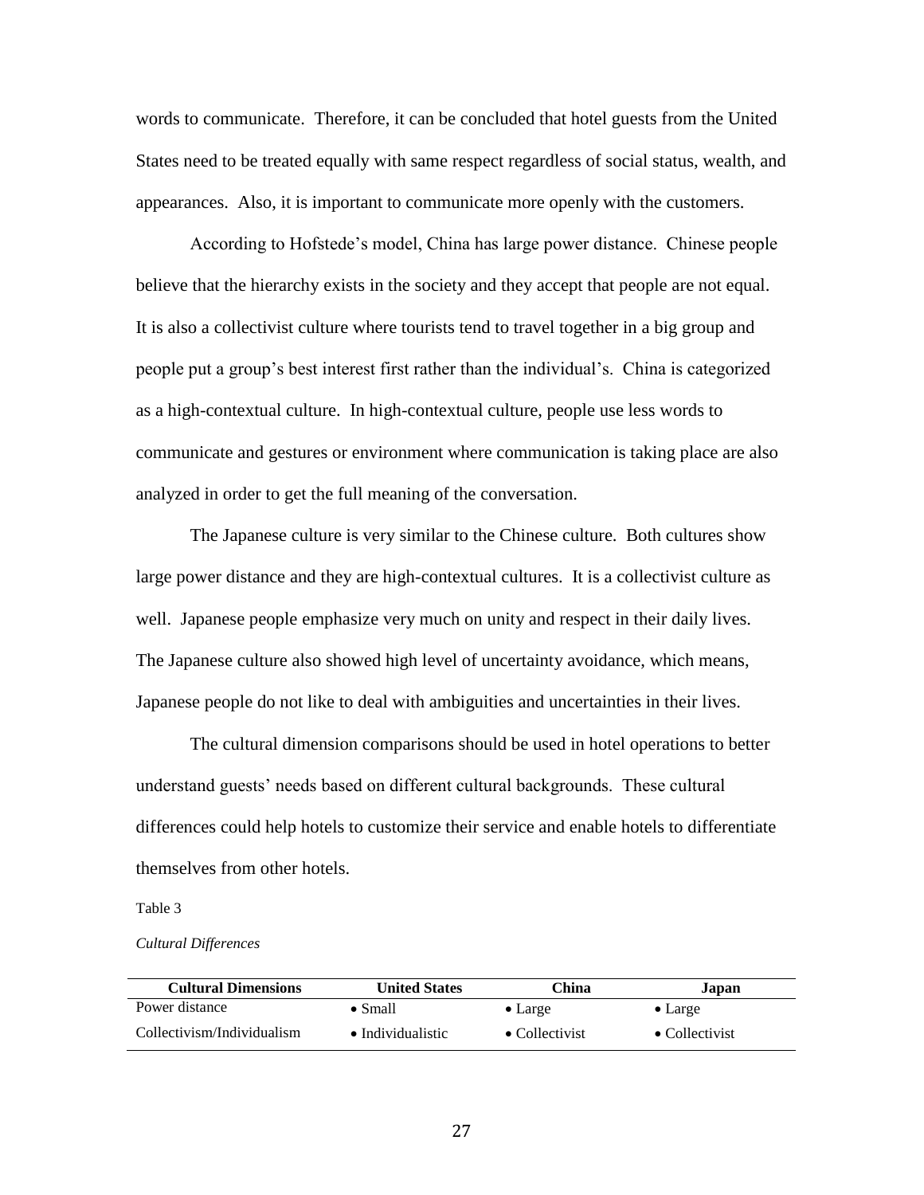words to communicate. Therefore, it can be concluded that hotel guests from the United States need to be treated equally with same respect regardless of social status, wealth, and appearances. Also, it is important to communicate more openly with the customers.

According to Hofstede's model, China has large power distance. Chinese people believe that the hierarchy exists in the society and they accept that people are not equal. It is also a collectivist culture where tourists tend to travel together in a big group and people put a group's best interest first rather than the individual's. China is categorized as a high-contextual culture. In high-contextual culture, people use less words to communicate and gestures or environment where communication is taking place are also analyzed in order to get the full meaning of the conversation.

The Japanese culture is very similar to the Chinese culture. Both cultures show large power distance and they are high-contextual cultures. It is a collectivist culture as well. Japanese people emphasize very much on unity and respect in their daily lives. The Japanese culture also showed high level of uncertainty avoidance, which means, Japanese people do not like to deal with ambiguities and uncertainties in their lives.

The cultural dimension comparisons should be used in hotel operations to better understand guests' needs based on different cultural backgrounds. These cultural differences could help hotels to customize their service and enable hotels to differentiate themselves from other hotels.

Table 3

*Cultural Differences*

| Cultural Dimensions | United States | China | Japan |
|---|---|---|---|
| Power distance | • Small | • Large | • Large |
| Collectivism/Individualism | • Individualistic | • Collectivist | • Collectivist |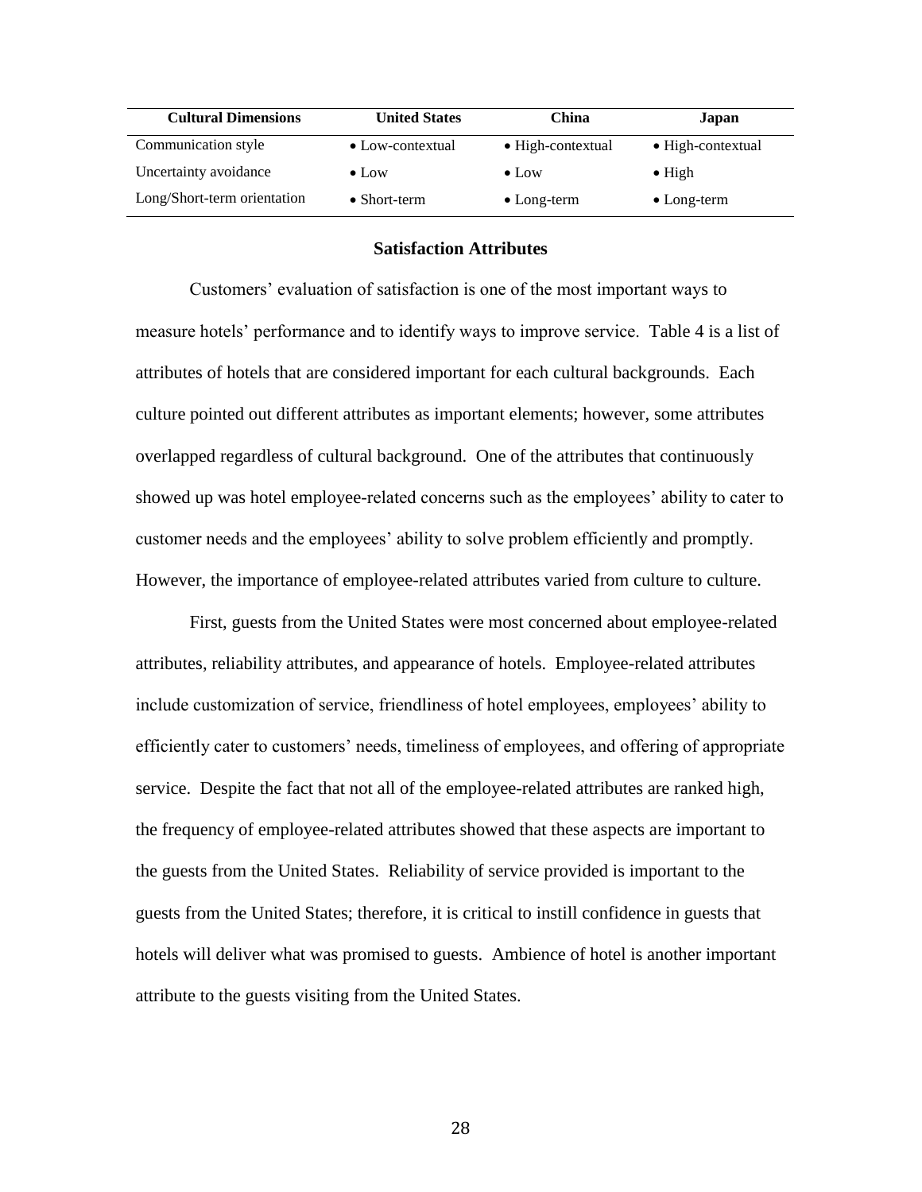| Cultural Dimensions | United States | China | Japan |
|---|---|---|---|
| Communication style | • Low-contextual | • High-contextual | • High-contextual |
| Uncertainty avoidance | • Low | • Low | • High |
| Long/Short-term orientation | • Short-term | • Long-term | • Long-term |

### Satisfaction Attributes

Customers' evaluation of satisfaction is one of the most important ways to measure hotels' performance and to identify ways to improve service. Table 4 is a list of attributes of hotels that are considered important for each cultural backgrounds. Each culture pointed out different attributes as important elements; however, some attributes overlapped regardless of cultural background. One of the attributes that continuously showed up was hotel employee-related concerns such as the employees' ability to cater to customer needs and the employees' ability to solve problem efficiently and promptly. However, the importance of employee-related attributes varied from culture to culture.

First, guests from the United States were most concerned about employee-related attributes, reliability attributes, and appearance of hotels. Employee-related attributes include customization of service, friendliness of hotel employees, employees' ability to efficiently cater to customers' needs, timeliness of employees, and offering of appropriate service. Despite the fact that not all of the employee-related attributes are ranked high, the frequency of employee-related attributes showed that these aspects are important to the guests from the United States. Reliability of service provided is important to the guests from the United States; therefore, it is critical to instill confidence in guests that hotels will deliver what was promised to guests. Ambience of hotel is another important attribute to the guests visiting from the United States.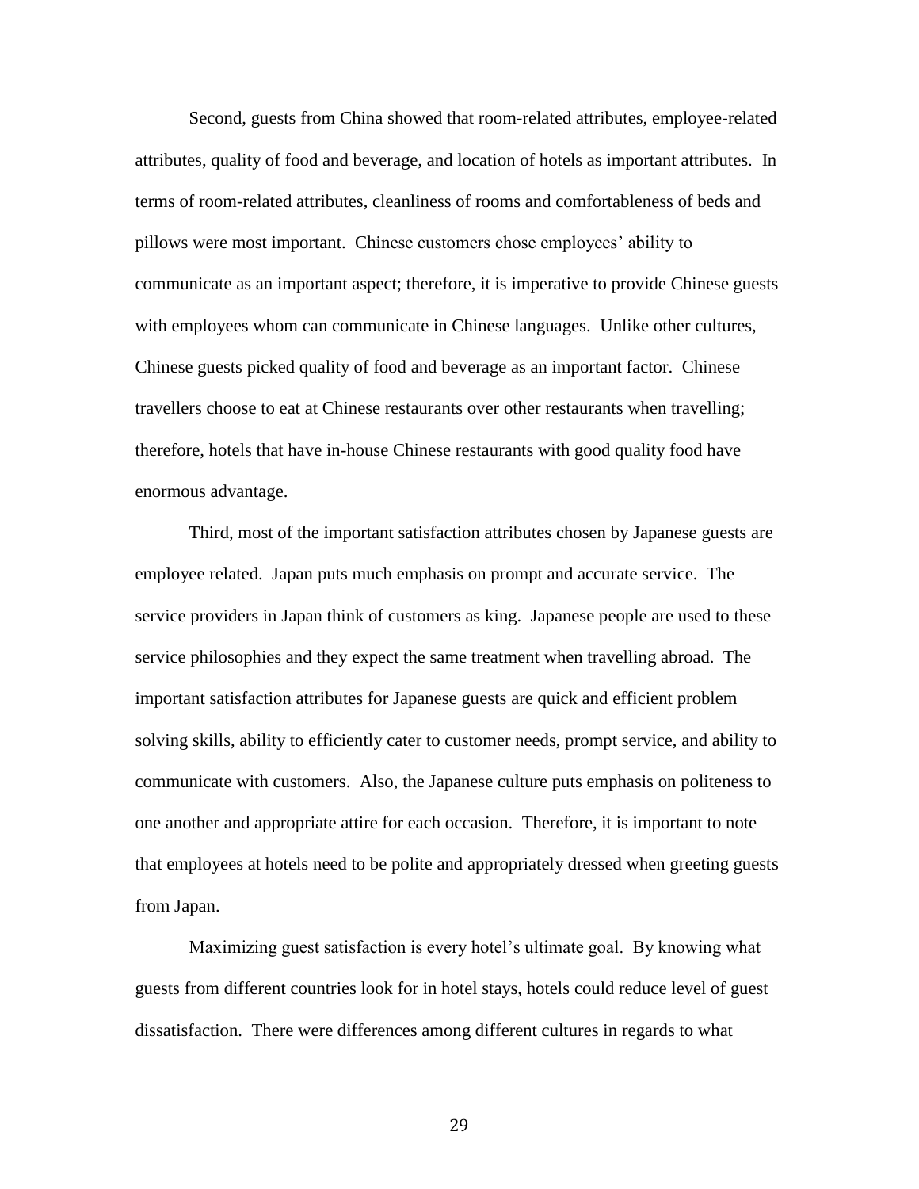Second, guests from China showed that room-related attributes, employee-related attributes, quality of food and beverage, and location of hotels as important attributes. In terms of room-related attributes, cleanliness of rooms and comfortableness of beds and pillows were most important. Chinese customers chose employees' ability to communicate as an important aspect; therefore, it is imperative to provide Chinese guests with employees whom can communicate in Chinese languages. Unlike other cultures, Chinese guests picked quality of food and beverage as an important factor. Chinese travellers choose to eat at Chinese restaurants over other restaurants when travelling; therefore, hotels that have in-house Chinese restaurants with good quality food have enormous advantage.

Third, most of the important satisfaction attributes chosen by Japanese guests are employee related. Japan puts much emphasis on prompt and accurate service. The service providers in Japan think of customers as king. Japanese people are used to these service philosophies and they expect the same treatment when travelling abroad. The important satisfaction attributes for Japanese guests are quick and efficient problem solving skills, ability to efficiently cater to customer needs, prompt service, and ability to communicate with customers. Also, the Japanese culture puts emphasis on politeness to one another and appropriate attire for each occasion. Therefore, it is important to note that employees at hotels need to be polite and appropriately dressed when greeting guests from Japan.

Maximizing guest satisfaction is every hotel's ultimate goal. By knowing what guests from different countries look for in hotel stays, hotels could reduce level of guest dissatisfaction. There were differences among different cultures in regards to what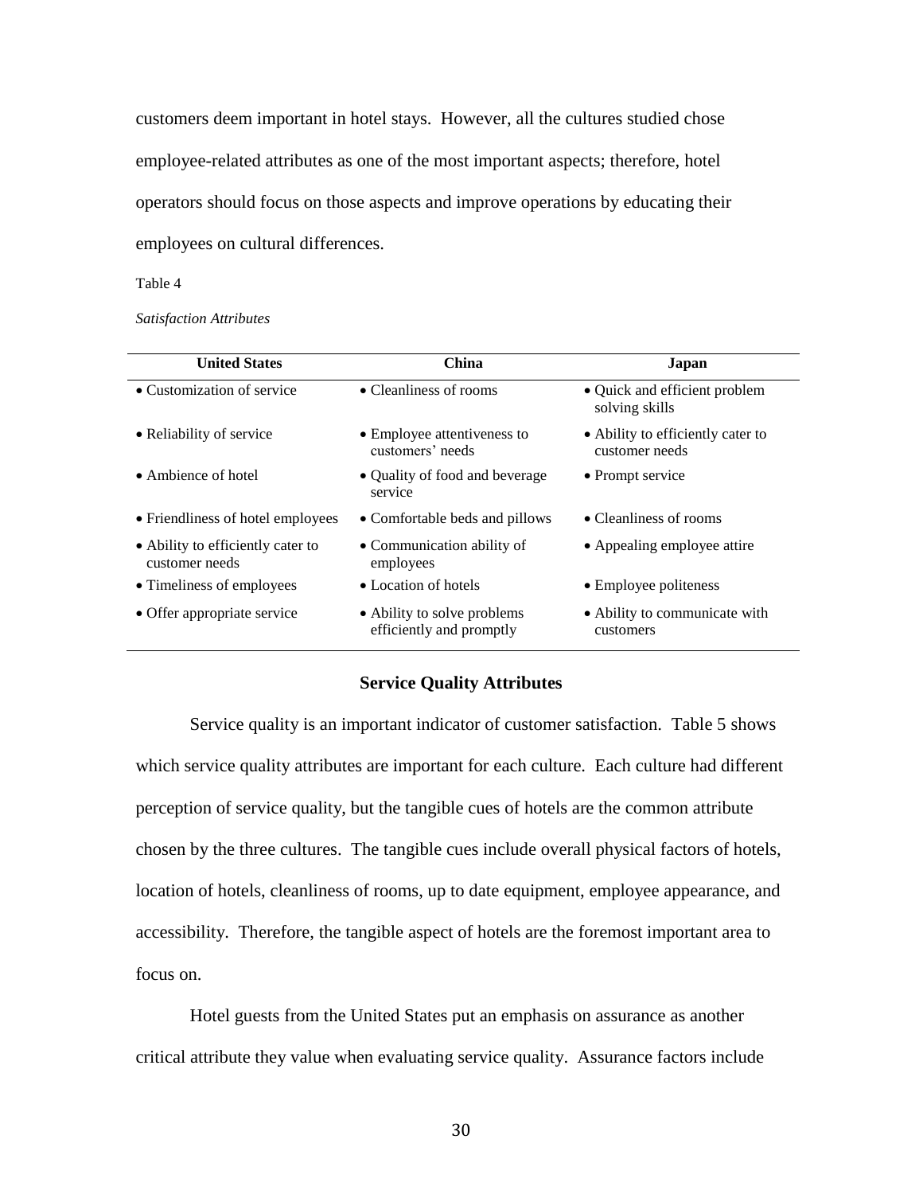customers deem important in hotel stays. However, all the cultures studied chose employee-related attributes as one of the most important aspects; therefore, hotel operators should focus on those aspects and improve operations by educating their employees on cultural differences.

Table 4

*Satisfaction Attributes*

| United States | China | Japan |
|---|---|---|
| • Customization of service | • Cleanliness of rooms | • Quick and efficient problem solving skills |
| • Reliability of service | • Employee attentiveness to customers' needs | • Ability to efficiently cater to customer needs |
| • Ambience of hotel | • Quality of food and beverage service | • Prompt service |
| • Friendliness of hotel employees | • Comfortable beds and pillows | • Cleanliness of rooms |
| • Ability to efficiently cater to customer needs | • Communication ability of employees | • Appealing employee attire |
| • Timeliness of employees | • Location of hotels | • Employee politeness |
| • Offer appropriate service | • Ability to solve problems efficiently and promptly | • Ability to communicate with customers |

### Service Quality Attributes

Service quality is an important indicator of customer satisfaction. Table 5 shows which service quality attributes are important for each culture. Each culture had different perception of service quality, but the tangible cues of hotels are the common attribute chosen by the three cultures. The tangible cues include overall physical factors of hotels, location of hotels, cleanliness of rooms, up to date equipment, employee appearance, and accessibility. Therefore, the tangible aspect of hotels are the foremost important area to focus on.

Hotel guests from the United States put an emphasis on assurance as another critical attribute they value when evaluating service quality. Assurance factors include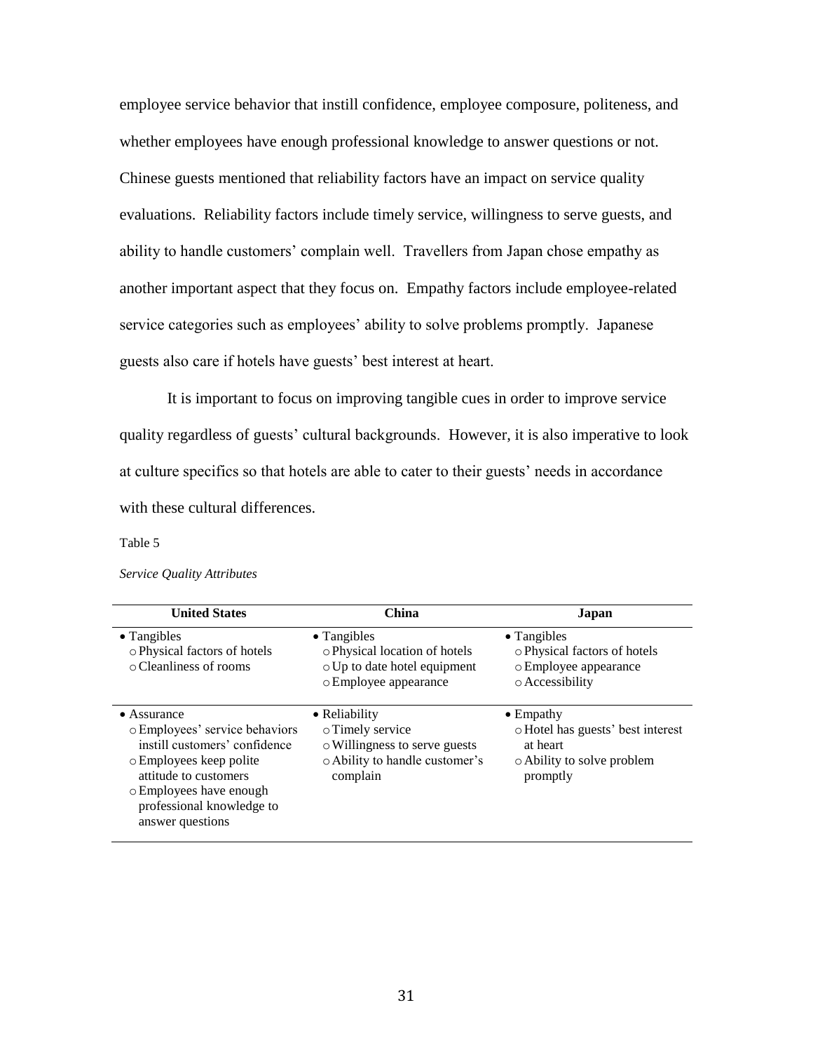employee service behavior that instill confidence, employee composure, politeness, and whether employees have enough professional knowledge to answer questions or not. Chinese guests mentioned that reliability factors have an impact on service quality evaluations. Reliability factors include timely service, willingness to serve guests, and ability to handle customers' complain well. Travellers from Japan chose empathy as another important aspect that they focus on. Empathy factors include employee-related service categories such as employees' ability to solve problems promptly. Japanese guests also care if hotels have guests' best interest at heart.

It is important to focus on improving tangible cues in order to improve service quality regardless of guests' cultural backgrounds. However, it is also imperative to look at culture specifics so that hotels are able to cater to their guests' needs in accordance with these cultural differences.

Table 5

*Service Quality Attributes*

| United States | China | Japan |
|---|---|---|
| • Tangibles<br>○ Physical factors of hotels<br>○ Cleanliness of rooms | • Tangibles<br>○ Physical location of hotels<br>○ Up to date hotel equipment<br>○ Employee appearance | • Tangibles<br>○ Physical factors of hotels<br>○ Employee appearance<br>○ Accessibility |
| • Assurance<br>○ Employees' service behaviors instill customers' confidence<br>○ Employees keep polite attitude to customers<br>○ Employees have enough professional knowledge to answer questions | • Reliability<br>○ Timely service<br>○ Willingness to serve guests<br>○ Ability to handle customer's complain | • Empathy<br>○ Hotel has guests' best interest at heart<br>○ Ability to solve problem promptly |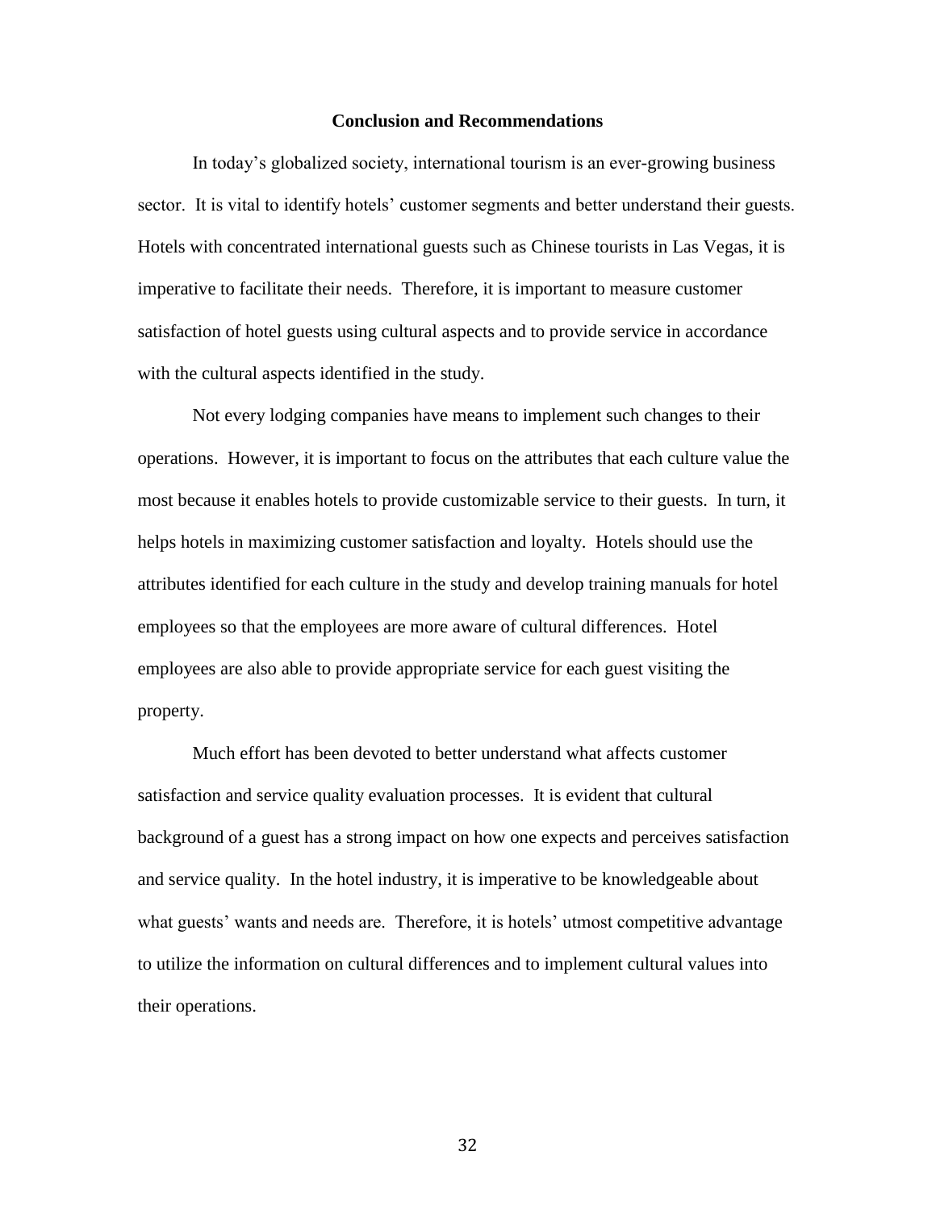## Conclusion and Recommendations

In today's globalized society, international tourism is an ever-growing business sector. It is vital to identify hotels' customer segments and better understand their guests. Hotels with concentrated international guests such as Chinese tourists in Las Vegas, it is imperative to facilitate their needs. Therefore, it is important to measure customer satisfaction of hotel guests using cultural aspects and to provide service in accordance with the cultural aspects identified in the study.

Not every lodging companies have means to implement such changes to their operations. However, it is important to focus on the attributes that each culture value the most because it enables hotels to provide customizable service to their guests. In turn, it helps hotels in maximizing customer satisfaction and loyalty. Hotels should use the attributes identified for each culture in the study and develop training manuals for hotel employees so that the employees are more aware of cultural differences. Hotel employees are also able to provide appropriate service for each guest visiting the property.

Much effort has been devoted to better understand what affects customer satisfaction and service quality evaluation processes. It is evident that cultural background of a guest has a strong impact on how one expects and perceives satisfaction and service quality. In the hotel industry, it is imperative to be knowledgeable about what guests' wants and needs are. Therefore, it is hotels' utmost competitive advantage to utilize the information on cultural differences and to implement cultural values into their operations.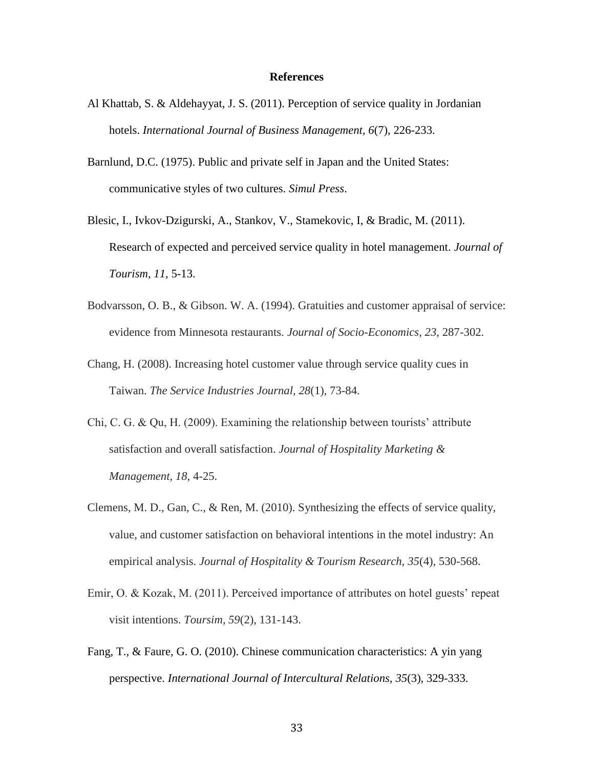# References

Al Khattab, S. & Aldehayyat, J. S. (2011). Perception of service quality in Jordanian hotels. *International Journal of Business Management, 6*(7), 226-233.

Barnlund, D.C. (1975). Public and private self in Japan and the United States: communicative styles of two cultures. *Simul Press*.

Blesic, I., Ivkov-Dzigurski, A., Stankov, V., Stamekovic, I, & Bradic, M. (2011). Research of expected and perceived service quality in hotel management. *Journal of Tourism, 11*, 5-13.

Bodvarsson, O. B., & Gibson. W. A. (1994). Gratuities and customer appraisal of service: evidence from Minnesota restaurants. *Journal of Socio-Economics, 23*, 287-302.

Chang, H. (2008). Increasing hotel customer value through service quality cues in Taiwan. *The Service Industries Journal, 28*(1), 73-84.

Chi, C. G. & Qu, H. (2009). Examining the relationship between tourists' attribute satisfaction and overall satisfaction. *Journal of Hospitality Marketing & Management, 18*, 4-25.

Clemens, M. D., Gan, C., & Ren, M. (2010). Synthesizing the effects of service quality, value, and customer satisfaction on behavioral intentions in the motel industry: An empirical analysis. *Journal of Hospitality & Tourism Research, 35*(4), 530-568.

Emir, O. & Kozak, M. (2011). Perceived importance of attributes on hotel guests' repeat visit intentions. *Toursim, 59*(2), 131-143.

Fang, T., & Faure, G. O. (2010). Chinese communication characteristics: A yin yang perspective. *International Journal of Intercultural Relations, 35*(3), 329-333.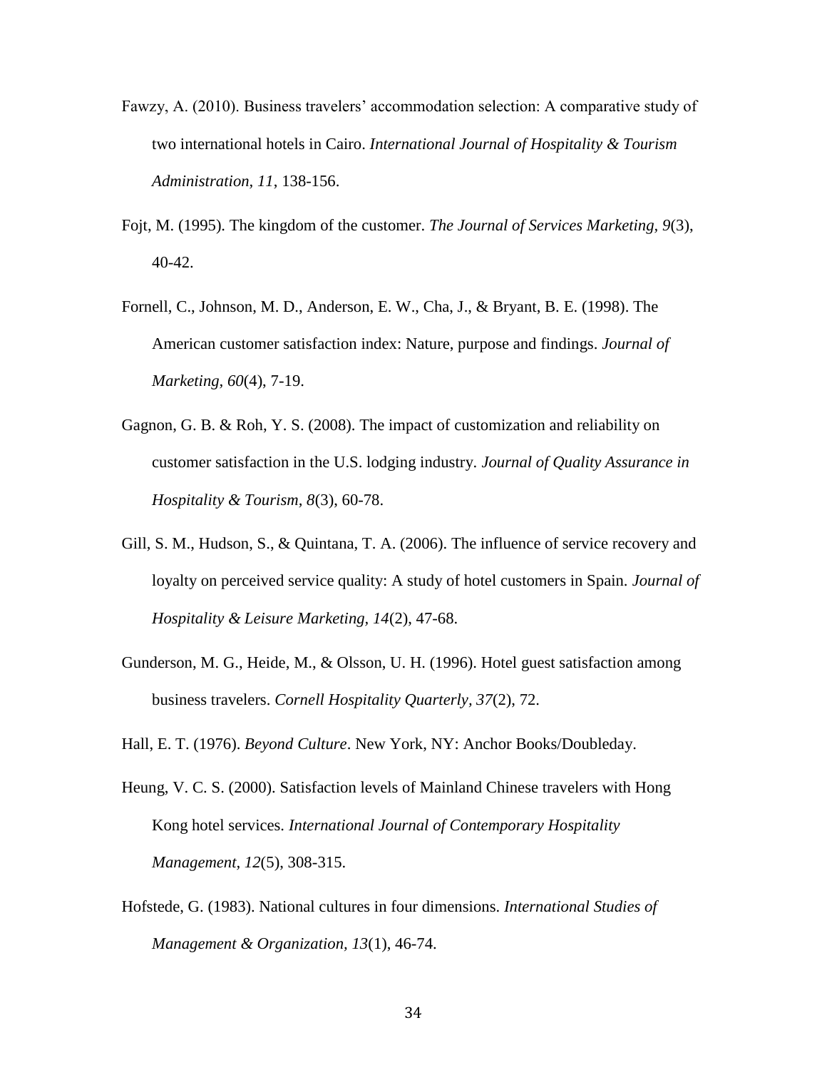Fawzy, A. (2010). Business travelers' accommodation selection: A comparative study of two international hotels in Cairo. *International Journal of Hospitality & Tourism Administration*, *11*, 138-156.

Fojt, M. (1995). The kingdom of the customer. *The Journal of Services Marketing, 9*(3), 40-42.

Fornell, C., Johnson, M. D., Anderson, E. W., Cha, J., & Bryant, B. E. (1998). The American customer satisfaction index: Nature, purpose and findings. *Journal of Marketing, 60*(4), 7-19.

Gagnon, G. B. & Roh, Y. S. (2008). The impact of customization and reliability on customer satisfaction in the U.S. lodging industry. *Journal of Quality Assurance in Hospitality & Tourism, 8*(3), 60-78.

Gill, S. M., Hudson, S., & Quintana, T. A. (2006). The influence of service recovery and loyalty on perceived service quality: A study of hotel customers in Spain. *Journal of Hospitality & Leisure Marketing, 14*(2), 47-68.

Gunderson, M. G., Heide, M., & Olsson, U. H. (1996). Hotel guest satisfaction among business travelers. *Cornell Hospitality Quarterly, 37*(2), 72.

Hall, E. T. (1976). *Beyond Culture*. New York, NY: Anchor Books/Doubleday.

Heung, V. C. S. (2000). Satisfaction levels of Mainland Chinese travelers with Hong Kong hotel services. *International Journal of Contemporary Hospitality Management, 12*(5), 308-315.

Hofstede, G. (1983). National cultures in four dimensions. *International Studies of Management & Organization, 13*(1), 46-74.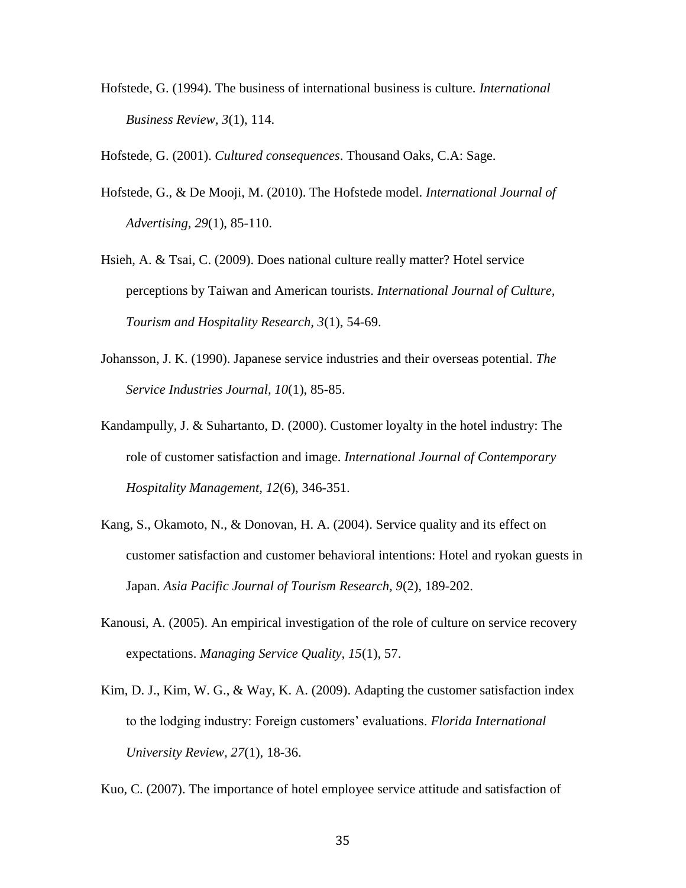Hofstede, G. (1994). The business of international business is culture. *International Business Review*, *3*(1), 114.

Hofstede, G. (2001). *Cultured consequences*. Thousand Oaks, C.A: Sage.

Hofstede, G., & De Mooji, M. (2010). The Hofstede model. *International Journal of Advertising, 29*(1), 85-110.

Hsieh, A. & Tsai, C. (2009). Does national culture really matter? Hotel service perceptions by Taiwan and American tourists. *International Journal of Culture, Tourism and Hospitality Research, 3*(1), 54-69.

Johansson, J. K. (1990). Japanese service industries and their overseas potential. *The Service Industries Journal*, *10*(1), 85-85.

Kandampully, J. & Suhartanto, D. (2000). Customer loyalty in the hotel industry: The role of customer satisfaction and image. *International Journal of Contemporary Hospitality Management, 12*(6), 346-351.

Kang, S., Okamoto, N., & Donovan, H. A. (2004). Service quality and its effect on customer satisfaction and customer behavioral intentions: Hotel and ryokan guests in Japan. *Asia Pacific Journal of Tourism Research, 9*(2), 189-202.

Kanousi, A. (2005). An empirical investigation of the role of culture on service recovery expectations. *Managing Service Quality, 15*(1), 57.

Kim, D. J., Kim, W. G., & Way, K. A. (2009). Adapting the customer satisfaction index to the lodging industry: Foreign customers' evaluations. *Florida International University Review*, *27*(1), 18-36.

Kuo, C. (2007). The importance of hotel employee service attitude and satisfaction of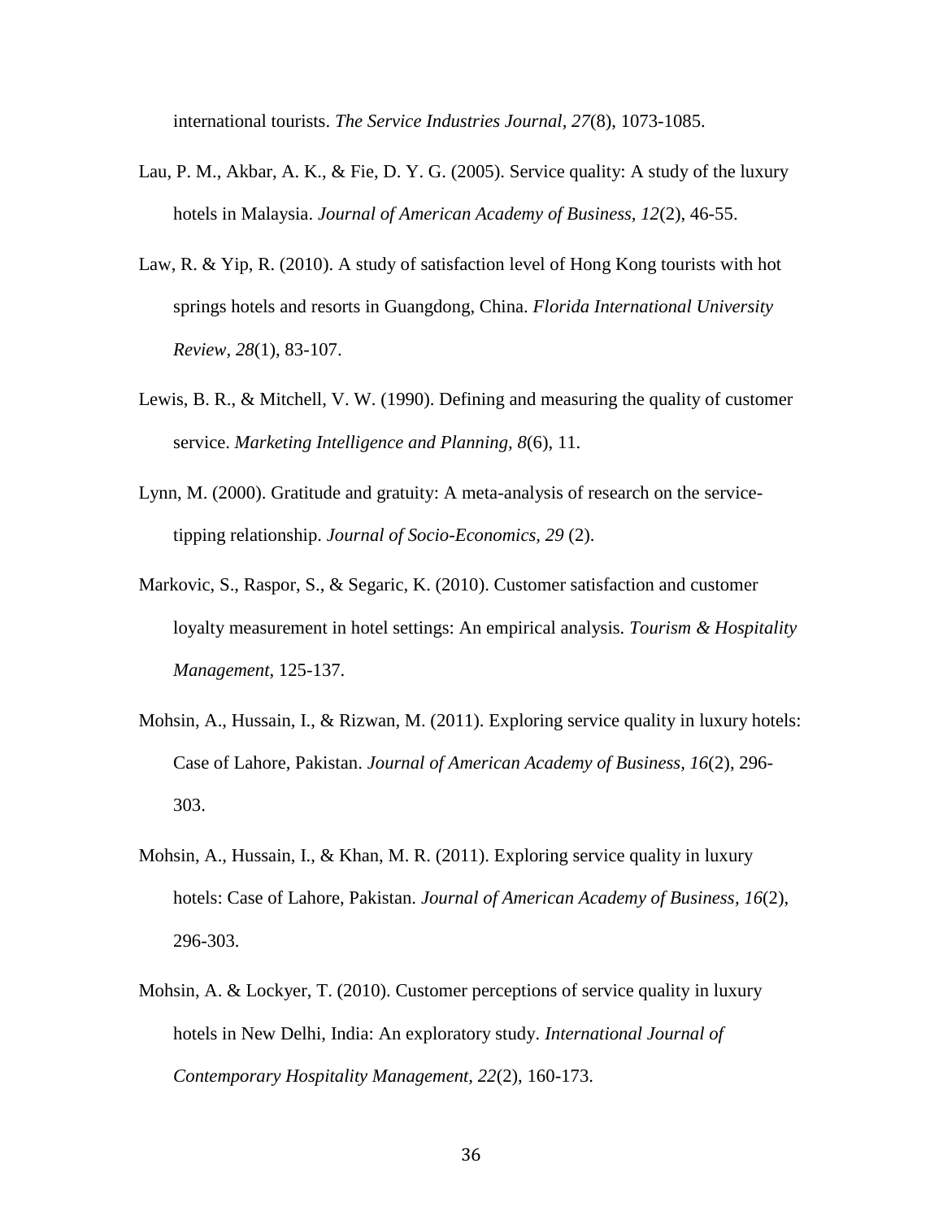international tourists. *The Service Industries Journal, 27*(8), 1073-1085.

Lau, P. M., Akbar, A. K., & Fie, D. Y. G. (2005). Service quality: A study of the luxury hotels in Malaysia. *Journal of American Academy of Business, 12*(2), 46-55.

Law, R. & Yip, R. (2010). A study of satisfaction level of Hong Kong tourists with hot springs hotels and resorts in Guangdong, China. *Florida International University Review, 28*(1), 83-107.

Lewis, B. R., & Mitchell, V. W. (1990). Defining and measuring the quality of customer service. *Marketing Intelligence and Planning, 8*(6), 11.

Lynn, M. (2000). Gratitude and gratuity: A meta-analysis of research on the service-tipping relationship. *Journal of Socio-Economics, 29* (2).

Markovic, S., Raspor, S., & Segaric, K. (2010). Customer satisfaction and customer loyalty measurement in hotel settings: An empirical analysis. *Tourism & Hospitality Management*, 125-137.

Mohsin, A., Hussain, I., & Rizwan, M. (2011). Exploring service quality in luxury hotels: Case of Lahore, Pakistan. *Journal of American Academy of Business, 16*(2), 296-303.

Mohsin, A., Hussain, I., & Khan, M. R. (2011). Exploring service quality in luxury hotels: Case of Lahore, Pakistan. *Journal of American Academy of Business, 16*(2), 296-303.

Mohsin, A. & Lockyer, T. (2010). Customer perceptions of service quality in luxury hotels in New Delhi, India: An exploratory study. *International Journal of Contemporary Hospitality Management, 22*(2), 160-173.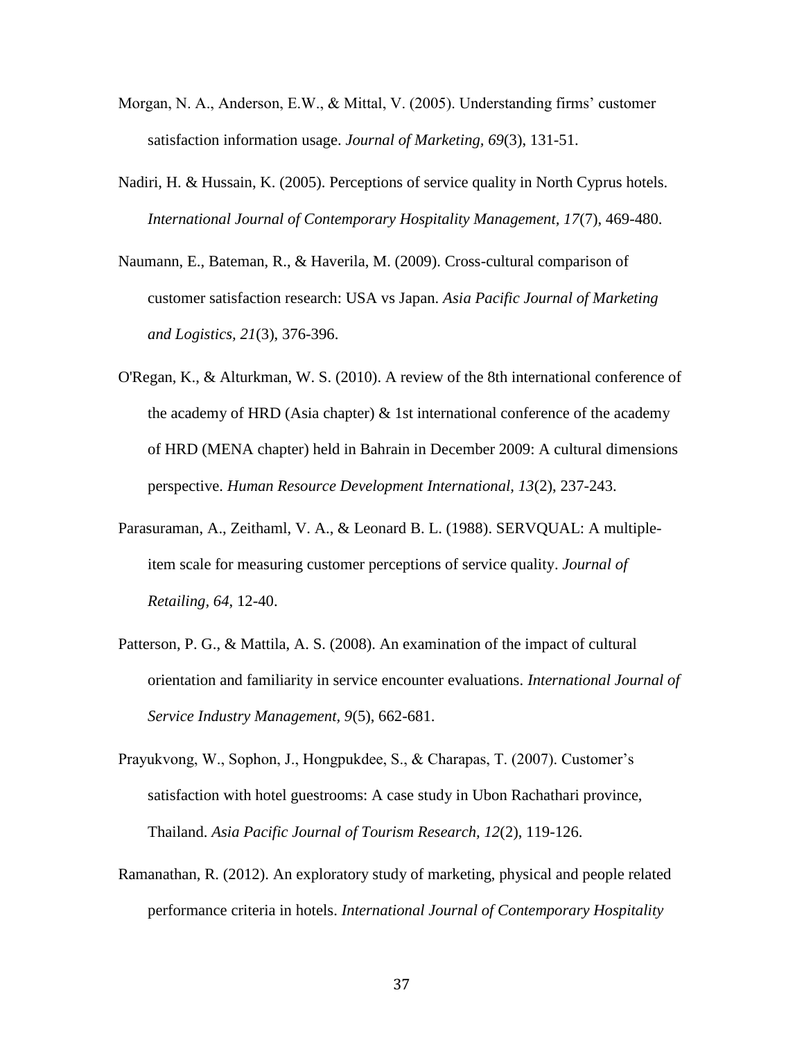Morgan, N. A., Anderson, E.W., & Mittal, V. (2005). Understanding firms' customer satisfaction information usage. *Journal of Marketing, 69*(3), 131-51.

Nadiri, H. & Hussain, K. (2005). Perceptions of service quality in North Cyprus hotels. *International Journal of Contemporary Hospitality Management, 17*(7), 469-480.

Naumann, E., Bateman, R., & Haverila, M. (2009). Cross-cultural comparison of customer satisfaction research: USA vs Japan. *Asia Pacific Journal of Marketing and Logistics, 21*(3), 376-396.

O'Regan, K., & Alturkman, W. S. (2010). A review of the 8th international conference of the academy of HRD (Asia chapter) & 1st international conference of the academy of HRD (MENA chapter) held in Bahrain in December 2009: A cultural dimensions perspective. *Human Resource Development International, 13*(2), 237-243.

Parasuraman, A., Zeithaml, V. A., & Leonard B. L. (1988). SERVQUAL: A multiple-item scale for measuring customer perceptions of service quality. *Journal of Retailing, 64*, 12-40.

Patterson, P. G., & Mattila, A. S. (2008). An examination of the impact of cultural orientation and familiarity in service encounter evaluations. *International Journal of Service Industry Management, 9*(5), 662-681.

Prayukvong, W., Sophon, J., Hongpukdee, S., & Charapas, T. (2007). Customer's satisfaction with hotel guestrooms: A case study in Ubon Rachathari province, Thailand. *Asia Pacific Journal of Tourism Research, 12*(2), 119-126.

Ramanathan, R. (2012). An exploratory study of marketing, physical and people related performance criteria in hotels. *International Journal of Contemporary Hospitality*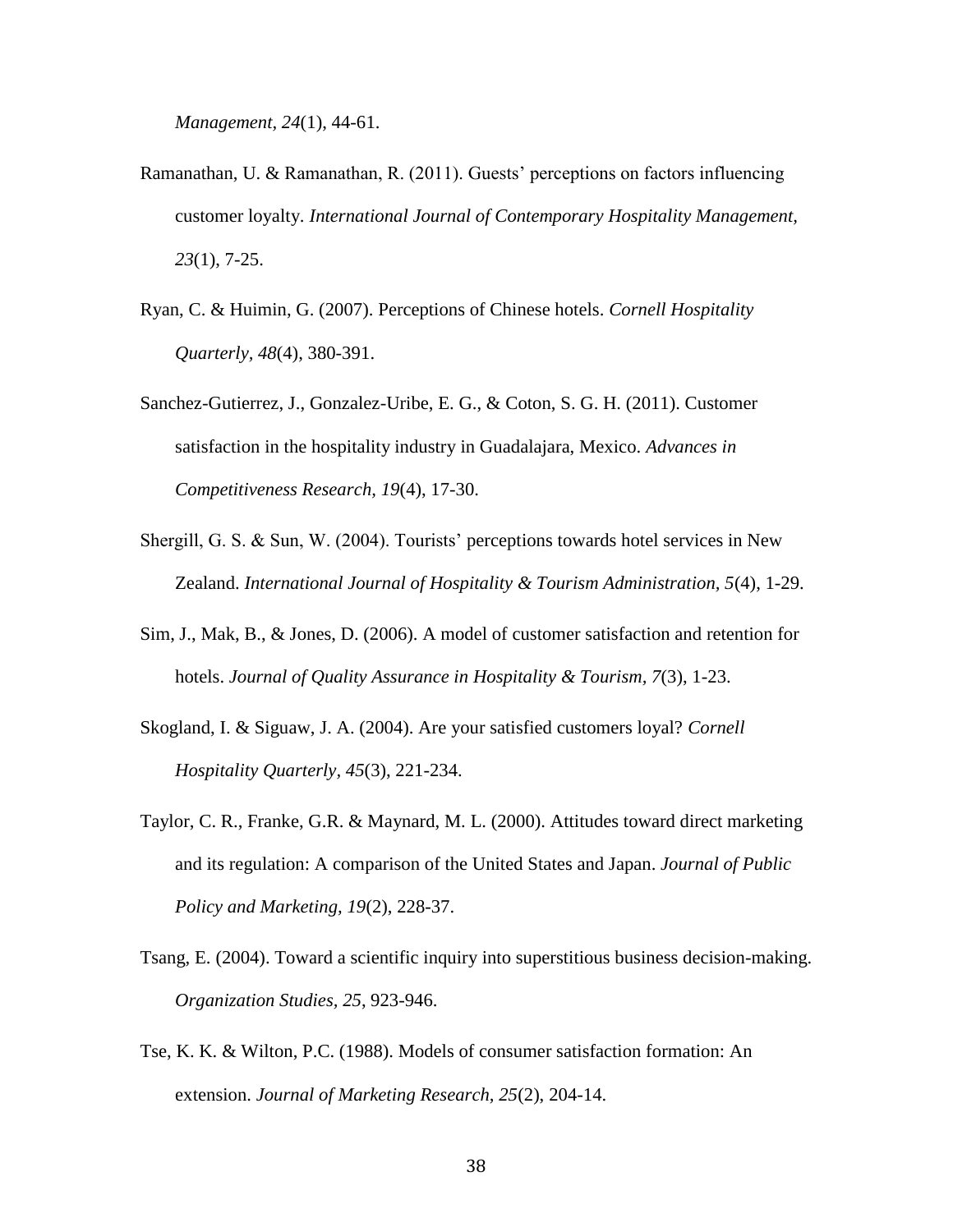*Management, 24*(1), 44-61.

Ramanathan, U. & Ramanathan, R. (2011). Guests' perceptions on factors influencing customer loyalty. *International Journal of Contemporary Hospitality Management, 23*(1), 7-25.

Ryan, C. & Huimin, G. (2007). Perceptions of Chinese hotels. *Cornell Hospitality Quarterly, 48*(4), 380-391.

Sanchez-Gutierrez, J., Gonzalez-Uribe, E. G., & Coton, S. G. H. (2011). Customer satisfaction in the hospitality industry in Guadalajara, Mexico. *Advances in Competitiveness Research, 19*(4), 17-30.

Shergill, G. S. & Sun, W. (2004). Tourists' perceptions towards hotel services in New Zealand. *International Journal of Hospitality & Tourism Administration, 5*(4), 1-29.

Sim, J., Mak, B., & Jones, D. (2006). A model of customer satisfaction and retention for hotels. *Journal of Quality Assurance in Hospitality & Tourism, 7*(3), 1-23.

Skogland, I. & Siguaw, J. A. (2004). Are your satisfied customers loyal? *Cornell Hospitality Quarterly, 45*(3), 221-234.

Taylor, C. R., Franke, G.R. & Maynard, M. L. (2000). Attitudes toward direct marketing and its regulation: A comparison of the United States and Japan. *Journal of Public Policy and Marketing, 19*(2), 228-37.

Tsang, E. (2004). Toward a scientific inquiry into superstitious business decision-making. *Organization Studies, 25*, 923-946.

Tse, K. K. & Wilton, P.C. (1988). Models of consumer satisfaction formation: An extension. *Journal of Marketing Research, 25*(2), 204-14.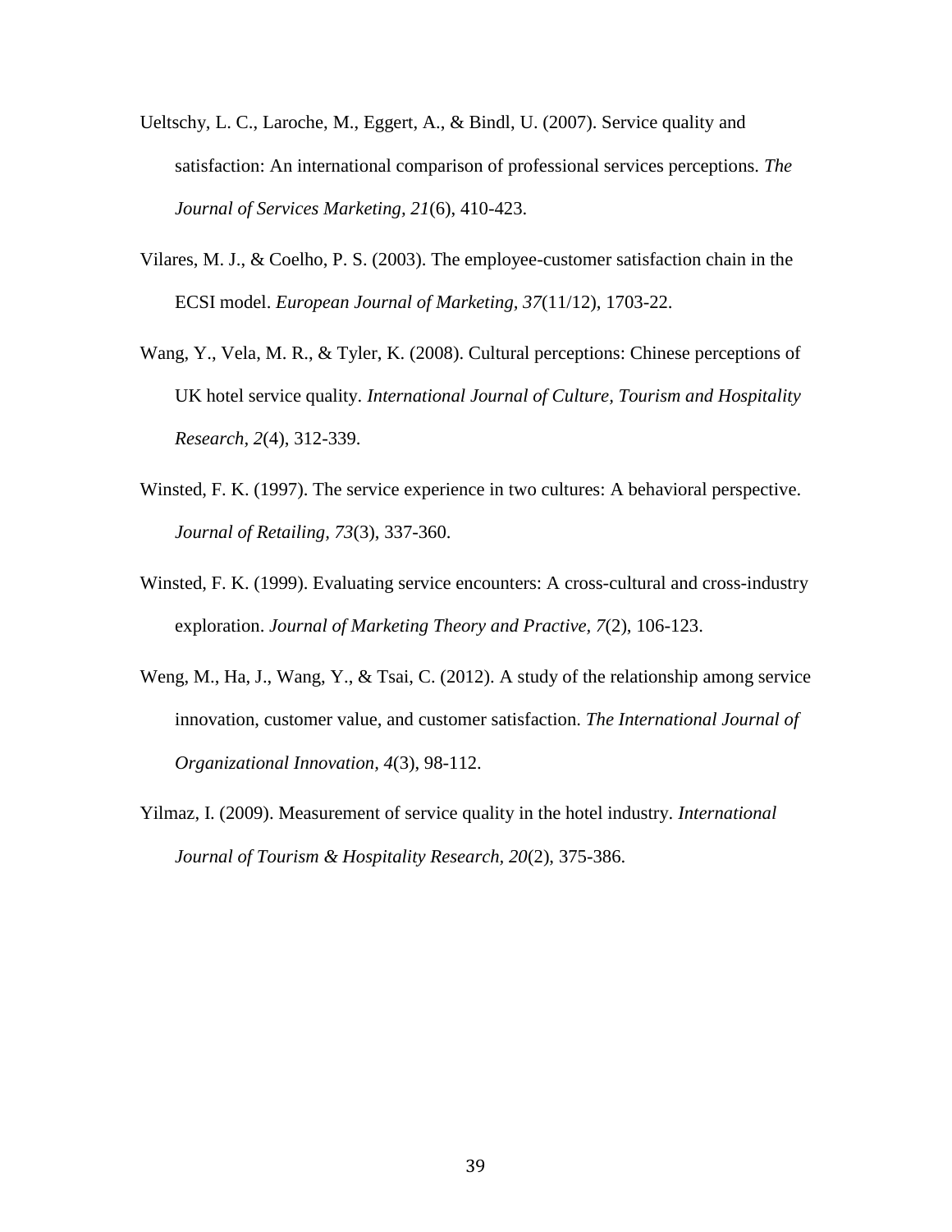Ueltschy, L. C., Laroche, M., Eggert, A., & Bindl, U. (2007). Service quality and satisfaction: An international comparison of professional services perceptions. *The Journal of Services Marketing, 21*(6), 410-423.

Vilares, M. J., & Coelho, P. S. (2003). The employee-customer satisfaction chain in the ECSI model. *European Journal of Marketing, 37*(11/12), 1703-22.

Wang, Y., Vela, M. R., & Tyler, K. (2008). Cultural perceptions: Chinese perceptions of UK hotel service quality. *International Journal of Culture, Tourism and Hospitality Research, 2*(4), 312-339.

Winsted, F. K. (1997). The service experience in two cultures: A behavioral perspective. *Journal of Retailing, 73*(3), 337-360.

Winsted, F. K. (1999). Evaluating service encounters: A cross-cultural and cross-industry exploration. *Journal of Marketing Theory and Practive, 7*(2), 106-123.

Weng, M., Ha, J., Wang, Y., & Tsai, C. (2012). A study of the relationship among service innovation, customer value, and customer satisfaction. *The International Journal of Organizational Innovation, 4*(3), 98-112.

Yilmaz, I. (2009). Measurement of service quality in the hotel industry. *International Journal of Tourism & Hospitality Research, 20*(2), 375-386.